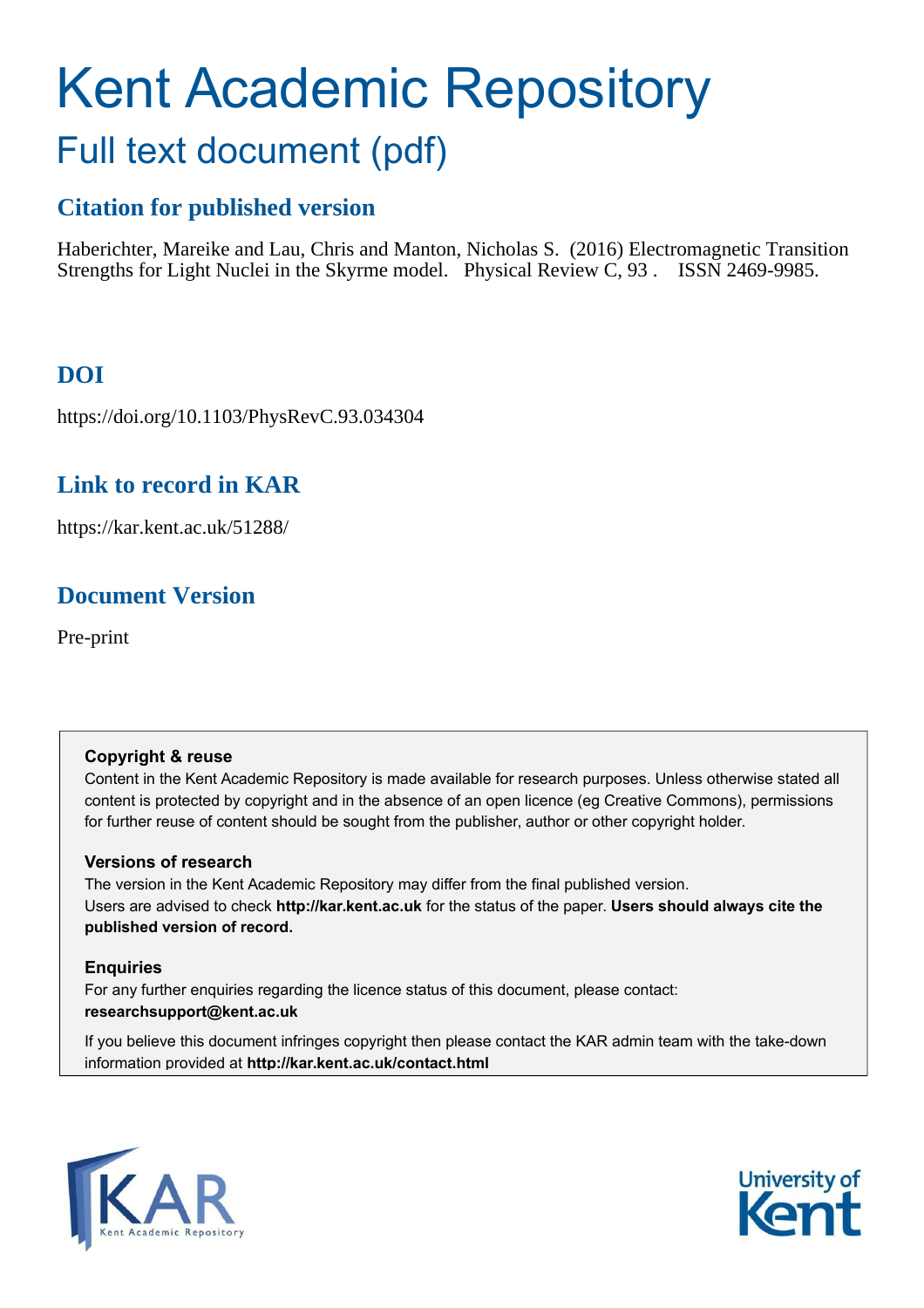# Kent Academic Repository

## Full text document (pdf)

### Citation for published version

Haberichter, Mareike and Lau, Chris and Manton, Nicholas S. (2016) Electromagnetic Transition Strengths for Light Nuclei in the Skyrme model. Physical Review C, 93 . ISSN 2469-9985.

### DOI

https://doi.org/10.1103/PhysRevC.93.034304

### Link to record in KAR

https://kar.kent.ac.uk/51288/

### Document Version

Pre-print

**Copyright & reuse**

Content in the Kent Academic Repository is made available for research purposes. Unless otherwise stated all content is protected by copyright and in the absence of an open licence (eg Creative Commons), permissions for further reuse of content should be sought from the publisher, author or other copyright holder.

**Versions of research**

The version in the Kent Academic Repository may differ from the final published version. Users are advised to check **http://kar.kent.ac.uk** for the status of the paper. **Users should always cite the published version of record.**

**Enquiries**

For any further enquiries regarding the licence status of this document, please contact: **researchsupport@kent.ac.uk**

If you believe this document infringes copyright then please contact the KAR admin team with the take-down information provided at **http://kar.kent.ac.uk/contact.html**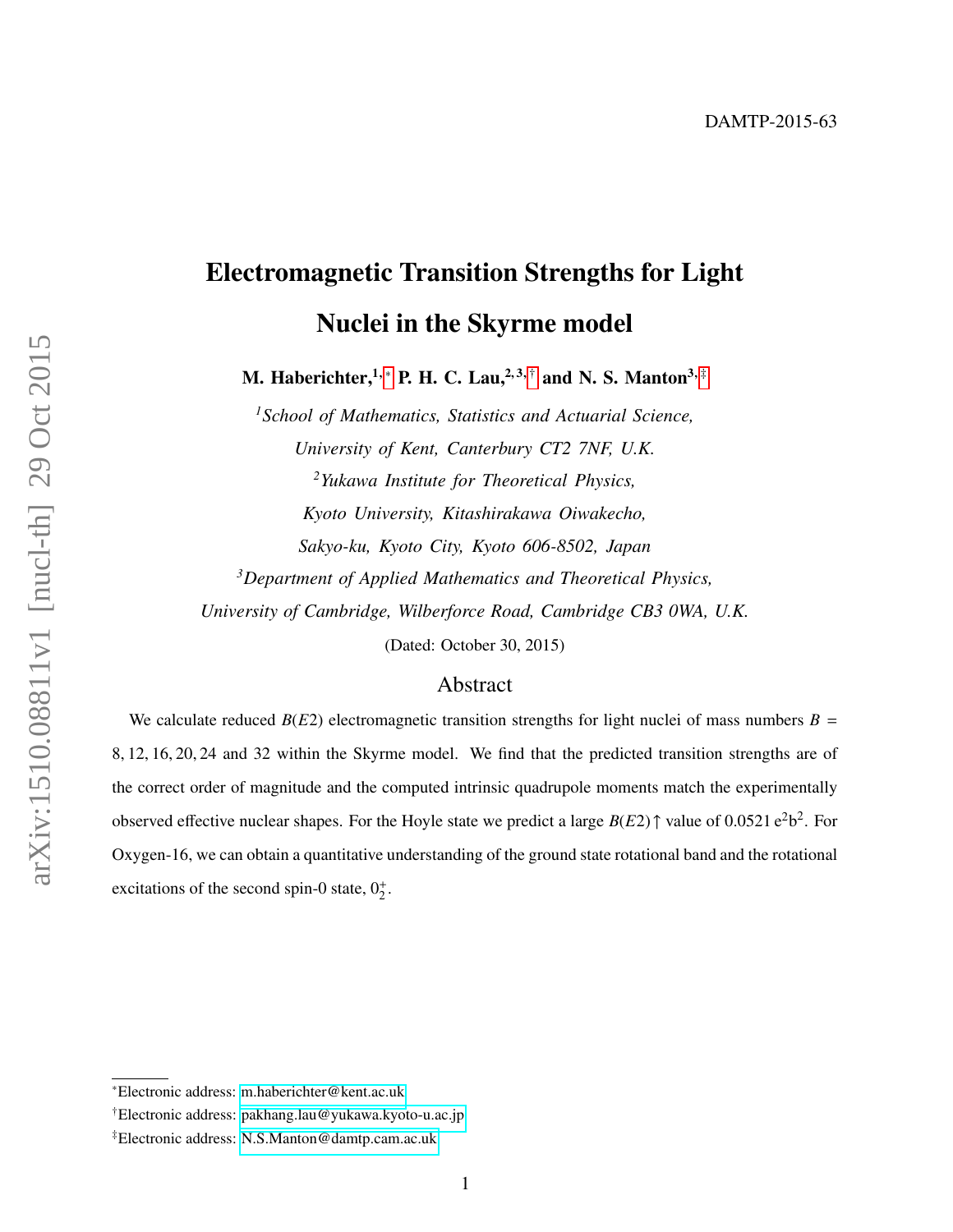DAMTP-2015-63

# Electromagnetic Transition Strengths for Light Nuclei in the Skyrme model

**M. Haberichter,[1,*] P. H. C. Lau,[2,3,†] and N. S. Manton[3,‡]**

[1]*School of Mathematics, Statistics and Actuarial Science, University of Kent, Canterbury CT2 7NF, U.K.*

[2]*Yukawa Institute for Theoretical Physics, Kyoto University, Kitashirakawa Oiwakecho, Sakyo-ku, Kyoto City, Kyoto 606-8502, Japan*

[3]*Department of Applied Mathematics and Theoretical Physics, University of Cambridge, Wilberforce Road, Cambridge CB3 0WA, U.K.*

(Dated: October 30, 2015)

## Abstract

We calculate reduced $B(E2)$ electromagnetic transition strengths for light nuclei of mass numbers $B = 8, 12, 16, 20, 24$ and $32$ within the Skyrme model. We find that the predicted transition strengths are of the correct order of magnitude and the computed intrinsic quadrupole moments match the experimentally observed effective nuclear shapes. For the Hoyle state we predict a large $B(E2)\uparrow$ value of $0.0521\ \mathrm{e}^2\mathrm{b}^2$. For Oxygen-16, we can obtain a quantitative understanding of the ground state rotational band and the rotational excitations of the second spin-0 state, $0_2^+$.

---

*Electronic address: m.haberichter@kent.ac.uk

†Electronic address: pakhang.lau@yukawa.kyoto-u.ac.jp

‡Electronic address: N.S.Manton@damtp.cam.ac.uk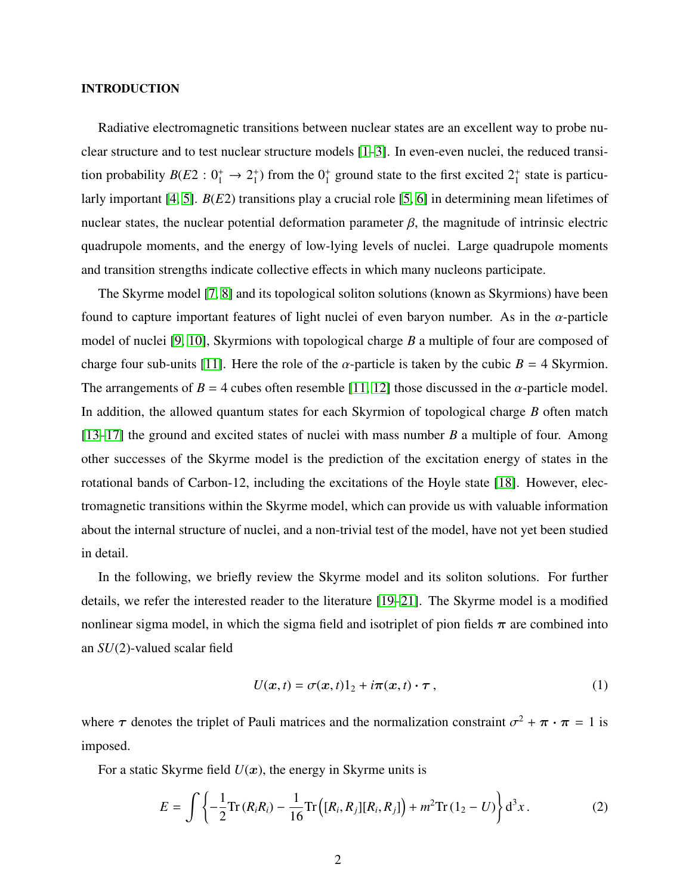## INTRODUCTION

Radiative electromagnetic transitions between nuclear states are an excellent way to probe nuclear structure and to test nuclear structure models [1–3]. In even-even nuclei, the reduced transition probability $B(E2 : 0_1^+ \to 2_1^+)$ from the $0_1^+$ ground state to the first excited $2_1^+$ state is particularly important [4, 5]. $B(E2)$ transitions play a crucial role [5, 6] in determining mean lifetimes of nuclear states, the nuclear potential deformation parameter $\beta$, the magnitude of intrinsic electric quadrupole moments, and the energy of low-lying levels of nuclei. Large quadrupole moments and transition strengths indicate collective effects in which many nucleons participate.

The Skyrme model [7, 8] and its topological soliton solutions (known as Skyrmions) have been found to capture important features of light nuclei of even baryon number. As in the $\alpha$-particle model of nuclei [9, 10], Skyrmions with topological charge $B$ a multiple of four are composed of charge four sub-units [11]. Here the role of the $\alpha$-particle is taken by the cubic $B = 4$ Skyrmion. The arrangements of $B = 4$ cubes often resemble [11, 12] those discussed in the $\alpha$-particle model. In addition, the allowed quantum states for each Skyrmion of topological charge $B$ often match [13–17] the ground and excited states of nuclei with mass number $B$ a multiple of four. Among other successes of the Skyrme model is the prediction of the excitation energy of states in the rotational bands of Carbon-12, including the excitations of the Hoyle state [18]. However, electromagnetic transitions within the Skyrme model, which can provide us with valuable information about the internal structure of nuclei, and a non-trivial test of the model, have not yet been studied in detail.

In the following, we briefly review the Skyrme model and its soliton solutions. For further details, we refer the interested reader to the literature [19–21]. The Skyrme model is a modified nonlinear sigma model, in which the sigma field and isotriplet of pion fields $\boldsymbol{\pi}$ are combined into an $SU(2)$-valued scalar field

$$U(\boldsymbol{x}, t) = \sigma(\boldsymbol{x}, t)1_2 + i\boldsymbol{\pi}(\boldsymbol{x}, t) \cdot \boldsymbol{\tau} \,, \tag{1}$$

where $\boldsymbol{\tau}$ denotes the triplet of Pauli matrices and the normalization constraint $\sigma^2 + \boldsymbol{\pi} \cdot \boldsymbol{\pi} = 1$ is imposed.

For a static Skyrme field $U(\boldsymbol{x})$, the energy in Skyrme units is

$$E = \int \left\{ -\frac{1}{2}\mathrm{Tr}\,(R_i R_i) - \frac{1}{16}\mathrm{Tr}\Big([R_i, R_j][R_i, R_j]\Big) + m^2 \mathrm{Tr}\,(1_2 - U) \right\} \mathrm{d}^3 x \,. \tag{2}$$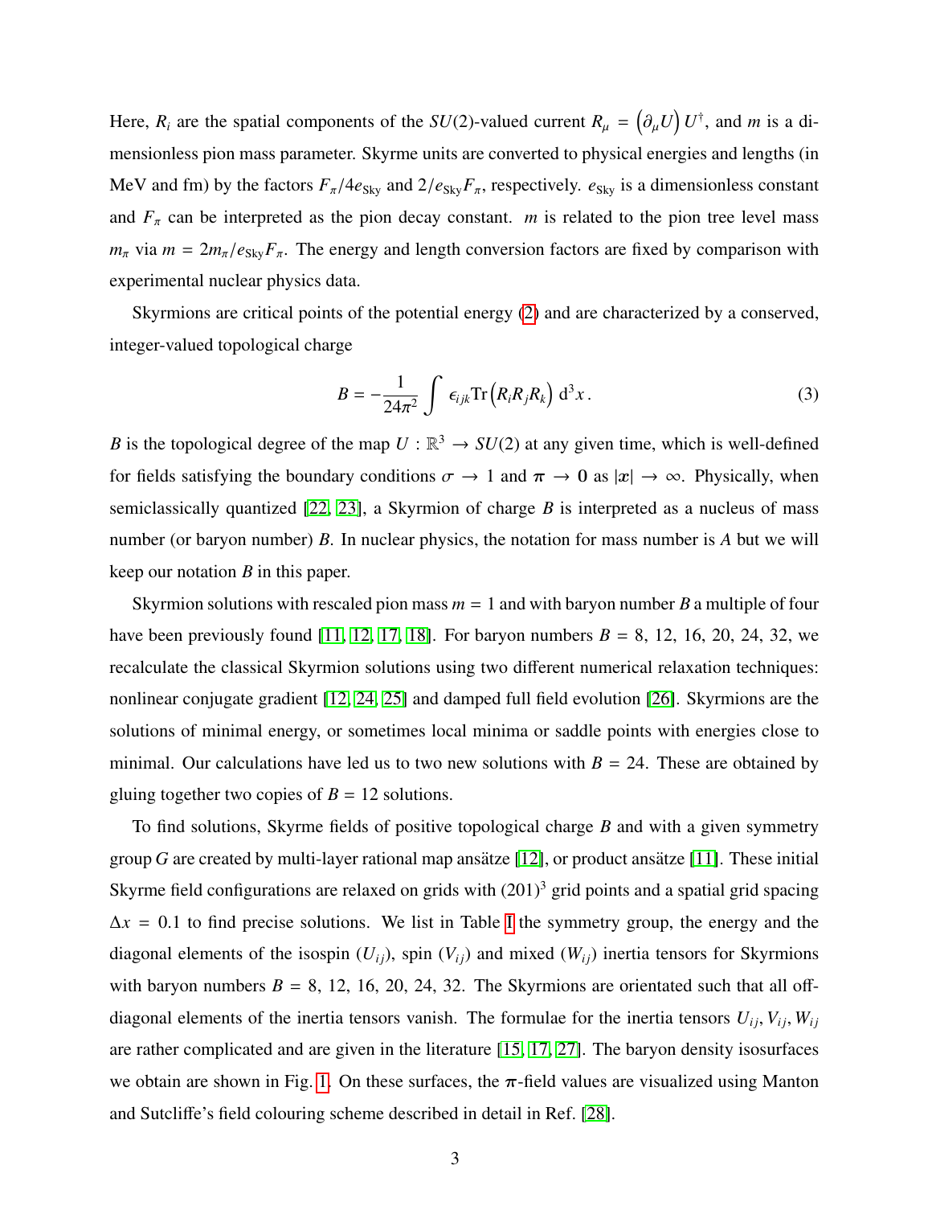Here, $R_i$ are the spatial components of the $SU(2)$-valued current $R_\mu = \left(\partial_\mu U\right) U^\dagger$, and $m$ is a dimensionless pion mass parameter. Skyrme units are converted to physical energies and lengths (in MeV and fm) by the factors $F_\pi/4e_{\text{Sky}}$ and $2/e_{\text{Sky}}F_\pi$, respectively. $e_{\text{Sky}}$ is a dimensionless constant and $F_\pi$ can be interpreted as the pion decay constant. $m$ is related to the pion tree level mass $m_\pi$ via $m = 2m_\pi/e_{\text{Sky}}F_\pi$. The energy and length conversion factors are fixed by comparison with experimental nuclear physics data.

Skyrmions are critical points of the potential energy (2) and are characterized by a conserved, integer-valued topological charge

$$B = -\frac{1}{24\pi^2} \int \epsilon_{ijk} \text{Tr}\left(R_i R_j R_k\right) \, \text{d}^3 x \, . \tag{3}$$

$B$ is the topological degree of the map $U : \mathbb{R}^3 \to SU(2)$ at any given time, which is well-defined for fields satisfying the boundary conditions $\sigma \to 1$ and $\boldsymbol{\pi} \to \mathbf{0}$ as $|\boldsymbol{x}| \to \infty$. Physically, when semiclassically quantized [22, 23], a Skyrmion of charge $B$ is interpreted as a nucleus of mass number (or baryon number) $B$. In nuclear physics, the notation for mass number is $A$ but we will keep our notation $B$ in this paper.

Skyrmion solutions with rescaled pion mass $m = 1$ and with baryon number $B$ a multiple of four have been previously found [11, 12, 17, 18]. For baryon numbers $B = 8$, 12, 16, 20, 24, 32, we recalculate the classical Skyrmion solutions using two different numerical relaxation techniques: nonlinear conjugate gradient [12, 24, 25] and damped full field evolution [26]. Skyrmions are the solutions of minimal energy, or sometimes local minima or saddle points with energies close to minimal. Our calculations have led us to two new solutions with $B = 24$. These are obtained by gluing together two copies of $B = 12$ solutions.

To find solutions, Skyrme fields of positive topological charge $B$ and with a given symmetry group $G$ are created by multi-layer rational map ansätze [12], or product ansätze [11]. These initial Skyrme field configurations are relaxed on grids with $(201)^3$ grid points and a spatial grid spacing $\Delta x = 0.1$ to find precise solutions. We list in Table I the symmetry group, the energy and the diagonal elements of the isospin ($U_{ij}$), spin ($V_{ij}$) and mixed ($W_{ij}$) inertia tensors for Skyrmions with baryon numbers $B = 8$, 12, 16, 20, 24, 32. The Skyrmions are orientated such that all off-diagonal elements of the inertia tensors vanish. The formulae for the inertia tensors $U_{ij}, V_{ij}, W_{ij}$ are rather complicated and are given in the literature [15, 17, 27]. The baryon density isosurfaces we obtain are shown in Fig. 1. On these surfaces, the $\boldsymbol{\pi}$-field values are visualized using Manton and Sutcliffe's field colouring scheme described in detail in Ref. [28].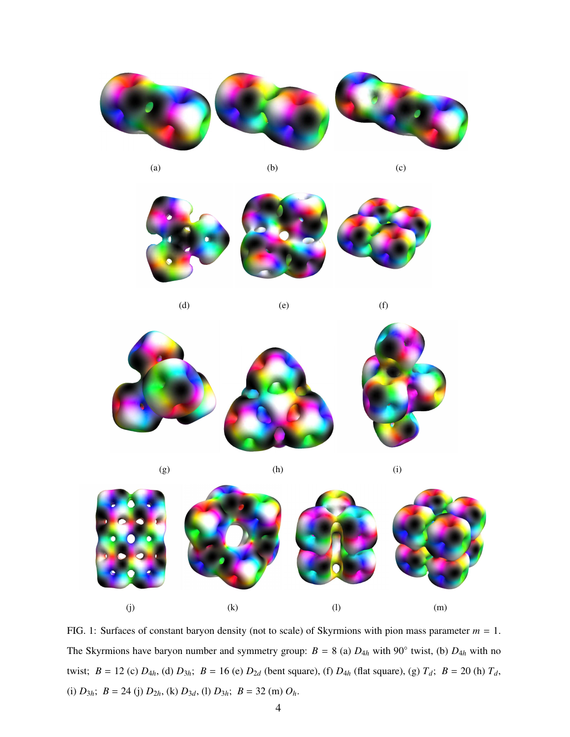(a)

(b)

(c)

(d)

(e)

(f)

(g)

(h)

(i)

(j)

(k)

(l)

(m)

FIG. 1: Surfaces of constant baryon density (not to scale) of Skyrmions with pion mass parameter $m = 1$. The Skyrmions have baryon number and symmetry group: $B = 8$ (a) $D_{4h}$ with 90° twist, (b) $D_{4h}$ with no twist; $B = 12$ (c) $D_{4h}$, (d) $D_{3h}$; $B = 16$ (e) $D_{2d}$ (bent square), (f) $D_{4h}$ (flat square), (g) $T_d$; $B = 20$ (h) $T_d$, (i) $D_{3h}$; $B = 24$ (j) $D_{2h}$, (k) $D_{3d}$, (l) $D_{3h}$; $B = 32$ (m) $O_h$.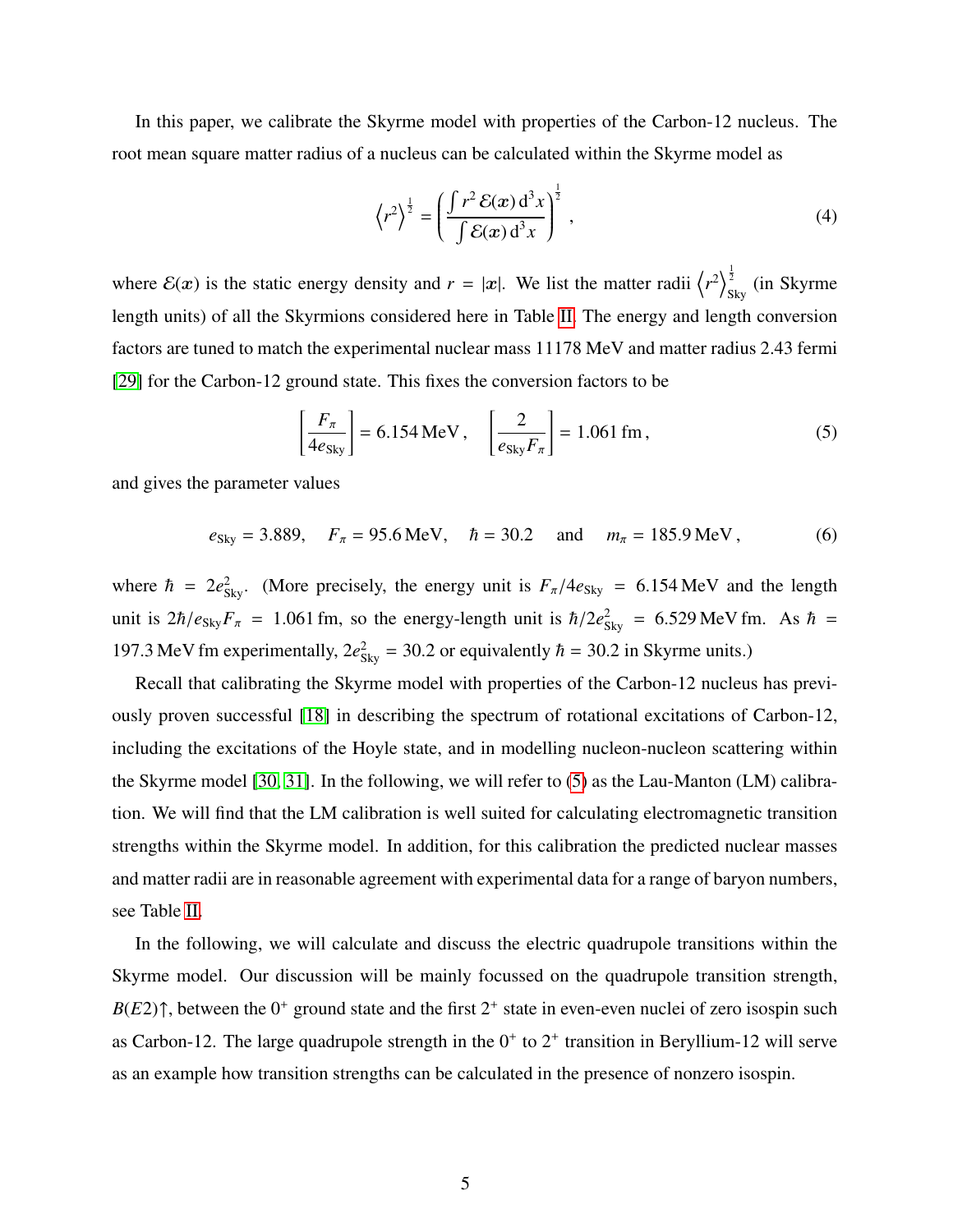In this paper, we calibrate the Skyrme model with properties of the Carbon-12 nucleus. The root mean square matter radius of a nucleus can be calculated within the Skyrme model as

$$\left\langle r^2 \right\rangle^{\frac{1}{2}} = \left( \frac{\int r^2 \, \mathcal{E}(\boldsymbol{x}) \, \mathrm{d}^3 x}{\int \mathcal{E}(\boldsymbol{x}) \, \mathrm{d}^3 x} \right)^{\frac{1}{2}} , \tag{4}$$

where $\mathcal{E}(\boldsymbol{x})$ is the static energy density and $r = |\boldsymbol{x}|$. We list the matter radii $\left\langle r^2 \right\rangle^{\frac{1}{2}}_{\mathrm{Sky}}$ (in Skyrme length units) of all the Skyrmions considered here in Table II. The energy and length conversion factors are tuned to match the experimental nuclear mass 11178 MeV and matter radius 2.43 fermi [29] for the Carbon-12 ground state. This fixes the conversion factors to be

$$\left[ \frac{F_\pi}{4 e_{\mathrm{Sky}}} \right] = 6.154 \, \mathrm{MeV} \, , \quad \left[ \frac{2}{e_{\mathrm{Sky}} F_\pi} \right] = 1.061 \, \mathrm{fm} \, , \tag{5}$$

and gives the parameter values

$$e_{\mathrm{Sky}} = 3.889, \quad F_\pi = 95.6 \, \mathrm{MeV}, \quad \hbar = 30.2 \quad \text{and} \quad m_\pi = 185.9 \, \mathrm{MeV} \, , \tag{6}$$

where $\hbar = 2 e_{\mathrm{Sky}}^2$. (More precisely, the energy unit is $F_\pi / 4 e_{\mathrm{Sky}} = 6.154 \, \mathrm{MeV}$ and the length unit is $2\hbar / e_{\mathrm{Sky}} F_\pi = 1.061 \, \mathrm{fm}$, so the energy-length unit is $\hbar / 2 e_{\mathrm{Sky}}^2 = 6.529 \, \mathrm{MeV \, fm}$. As $\hbar = 197.3 \, \mathrm{MeV \, fm}$ experimentally, $2 e_{\mathrm{Sky}}^2 = 30.2$ or equivalently $\hbar = 30.2$ in Skyrme units.)

Recall that calibrating the Skyrme model with properties of the Carbon-12 nucleus has previously proven successful [18] in describing the spectrum of rotational excitations of Carbon-12, including the excitations of the Hoyle state, and in modelling nucleon-nucleon scattering within the Skyrme model [30, 31]. In the following, we will refer to (5) as the Lau-Manton (LM) calibration. We will find that the LM calibration is well suited for calculating electromagnetic transition strengths within the Skyrme model. In addition, for this calibration the predicted nuclear masses and matter radii are in reasonable agreement with experimental data for a range of baryon numbers, see Table II.

In the following, we will calculate and discuss the electric quadrupole transitions within the Skyrme model. Our discussion will be mainly focussed on the quadrupole transition strength, $B(E2)\!\uparrow$, between the $0^+$ ground state and the first $2^+$ state in even-even nuclei of zero isospin such as Carbon-12. The large quadrupole strength in the $0^+$ to $2^+$ transition in Beryllium-12 will serve as an example how transition strengths can be calculated in the presence of nonzero isospin.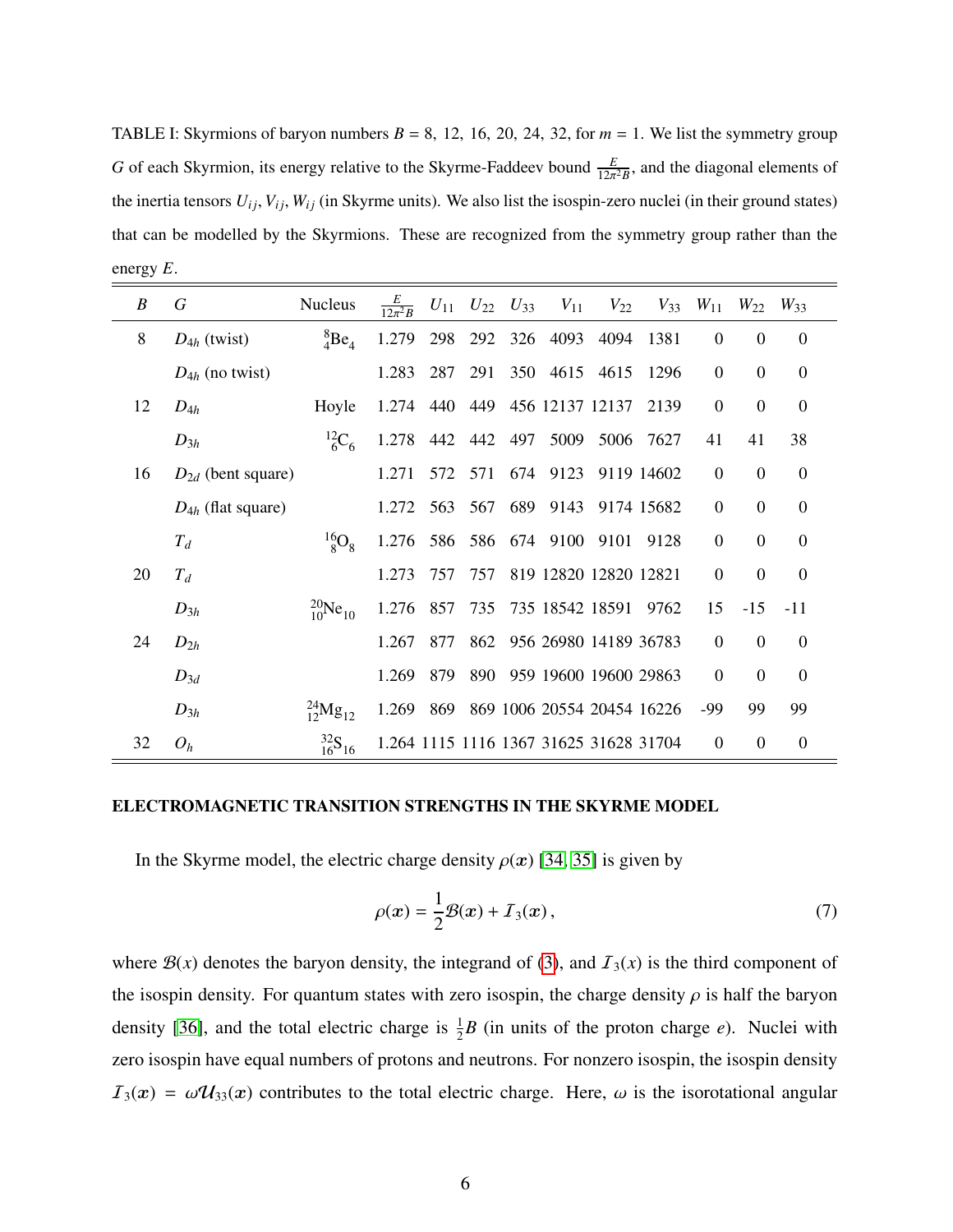TABLE I: Skyrmions of baryon numbers $B = 8$, 12, 16, 20, 24, 32, for $m = 1$. We list the symmetry group $G$ of each Skyrmion, its energy relative to the Skyrme-Faddeev bound $\frac{E}{12\pi^2 B}$, and the diagonal elements of the inertia tensors $U_{ij}, V_{ij}, W_{ij}$ (in Skyrme units). We also list the isospin-zero nuclei (in their ground states) that can be modelled by the Skyrmions. These are recognized from the symmetry group rather than the energy $E$.

| $B$ | $G$ | Nucleus | $\frac{E}{12\pi^2 B}$ | $U_{11}$ | $U_{22}$ | $U_{33}$ | $V_{11}$ | $V_{22}$ | $V_{33}$ | $W_{11}$ | $W_{22}$ | $W_{33}$ |
|---|---|---|---|---|---|---|---|---|---|---|---|---|
| 8 | $D_{4h}$ (twist) | ${}^{8}_{4}\mathrm{Be}_{4}$ | 1.279 | 298 | 292 | 326 | 4093 | 4094 | 1381 | 0 | 0 | 0 |
| | $D_{4h}$ (no twist) | | 1.283 | 287 | 291 | 350 | 4615 | 4615 | 1296 | 0 | 0 | 0 |
| 12 | $D_{4h}$ | Hoyle | 1.274 | 440 | 449 | 456 | 12137 | 12137 | 2139 | 0 | 0 | 0 |
| | $D_{3h}$ | ${}^{12}_{6}\mathrm{C}_{6}$ | 1.278 | 442 | 442 | 497 | 5009 | 5006 | 7627 | 41 | 41 | 38 |
| 16 | $D_{2d}$ (bent square) | | 1.271 | 572 | 571 | 674 | 9123 | 9119 | 14602 | 0 | 0 | 0 |
| | $D_{4h}$ (flat square) | | 1.272 | 563 | 567 | 689 | 9143 | 9174 | 15682 | 0 | 0 | 0 |
| | $T_d$ | ${}^{16}_{8}\mathrm{O}_{8}$ | 1.276 | 586 | 586 | 674 | 9100 | 9101 | 9128 | 0 | 0 | 0 |
| 20 | $T_d$ | | 1.273 | 757 | 757 | 819 | 12820 | 12820 | 12821 | 0 | 0 | 0 |
| | $D_{3h}$ | ${}^{20}_{10}\mathrm{Ne}_{10}$ | 1.276 | 857 | 735 | 735 | 18542 | 18591 | 9762 | 15 | -15 | -11 |
| 24 | $D_{2h}$ | | 1.267 | 877 | 862 | 956 | 26980 | 14189 | 36783 | 0 | 0 | 0 |
| | $D_{3d}$ | | 1.269 | 879 | 890 | 959 | 19600 | 19600 | 29863 | 0 | 0 | 0 |
| | $D_{3h}$ | ${}^{24}_{12}\mathrm{Mg}_{12}$ | 1.269 | 869 | 869 | 1006 | 20554 | 20454 | 16226 | -99 | 99 | 99 |
| 32 | $O_h$ | ${}^{32}_{16}\mathrm{S}_{16}$ | 1.264 | 1115 | 1116 | 1367 | 31625 | 31628 | 31704 | 0 | 0 | 0 |

**ELECTROMAGNETIC TRANSITION STRENGTHS IN THE SKYRME MODEL**

In the Skyrme model, the electric charge density $\rho(\boldsymbol{x})$ [34, 35] is given by

$$\rho(\boldsymbol{x}) = \frac{1}{2}\mathcal{B}(\boldsymbol{x}) + \mathcal{I}_3(\boldsymbol{x}), \tag{7}$$

where $\mathcal{B}(x)$ denotes the baryon density, the integrand of (3), and $\mathcal{I}_3(x)$ is the third component of the isospin density. For quantum states with zero isospin, the charge density $\rho$ is half the baryon density [36], and the total electric charge is $\frac{1}{2}B$ (in units of the proton charge $e$). Nuclei with zero isospin have equal numbers of protons and neutrons. For nonzero isospin, the isospin density $\mathcal{I}_3(\boldsymbol{x}) = \omega\,\mathcal{U}_{33}(\boldsymbol{x})$ contributes to the total electric charge. Here, $\omega$ is the isorotational angular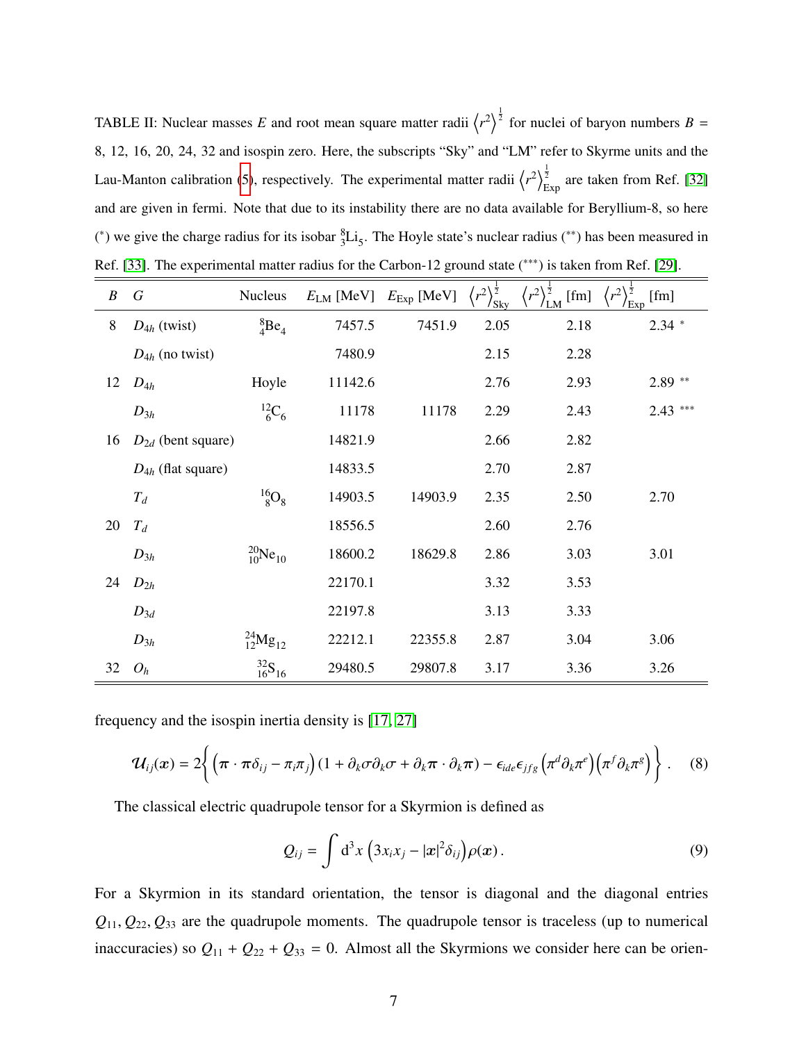TABLE II: Nuclear masses $E$ and root mean square matter radii $\langle r^2 \rangle^{\frac{1}{2}}$ for nuclei of baryon numbers $B$ = 8, 12, 16, 20, 24, 32 and isospin zero. Here, the subscripts "Sky" and "LM" refer to Skyrme units and the Lau-Manton calibration (5), respectively. The experimental matter radii $\langle r^2 \rangle^{\frac{1}{2}}_{\mathrm{Exp}}$ are taken from Ref. [32] and are given in fermi. Note that due to its instability there are no data available for Beryllium-8, so here (*) we give the charge radius for its isobar ${}^{8}_{3}\mathrm{Li}_5$. The Hoyle state's nuclear radius (**) has been measured in Ref. [33]. The experimental matter radius for the Carbon-12 ground state (***) is taken from Ref. [29].

| $B$ | $G$ | Nucleus | $E_{\mathrm{LM}}$ [MeV] | $E_{\mathrm{Exp}}$ [MeV] | $\langle r^2 \rangle^{\frac{1}{2}}_{\mathrm{Sky}}$ | $\langle r^2 \rangle^{\frac{1}{2}}_{\mathrm{LM}}$ [fm] | $\langle r^2 \rangle^{\frac{1}{2}}_{\mathrm{Exp}}$ [fm] |
|---|---|---|---|---|---|---|---|
| 8 | $D_{4h}$ (twist) | ${}^{8}_{4}\mathrm{Be}_4$ | 7457.5 | 7451.9 | 2.05 | 2.18 | 2.34 * |
| | $D_{4h}$ (no twist) | | 7480.9 | | 2.15 | 2.28 | |
| 12 | $D_{4h}$ | Hoyle | 11142.6 | | 2.76 | 2.93 | 2.89 ** |
| | $D_{3h}$ | ${}^{12}_{6}\mathrm{C}_6$ | 11178 | 11178 | 2.29 | 2.43 | 2.43 *** |
| 16 | $D_{2d}$ (bent square) | | 14821.9 | | 2.66 | 2.82 | |
| | $D_{4h}$ (flat square) | | 14833.5 | | 2.70 | 2.87 | |
| | $T_d$ | ${}^{16}_{8}\mathrm{O}_8$ | 14903.5 | 14903.9 | 2.35 | 2.50 | 2.70 |
| 20 | $T_d$ | | 18556.5 | | 2.60 | 2.76 | |
| | $D_{3h}$ | ${}^{20}_{10}\mathrm{Ne}_{10}$ | 18600.2 | 18629.8 | 2.86 | 3.03 | 3.01 |
| 24 | $D_{2h}$ | | 22170.1 | | 3.32 | 3.53 | |
| | $D_{3d}$ | | 22197.8 | | 3.13 | 3.33 | |
| | $D_{3h}$ | ${}^{24}_{12}\mathrm{Mg}_{12}$ | 22212.1 | 22355.8 | 2.87 | 3.04 | 3.06 |
| 32 | $O_h$ | ${}^{32}_{16}\mathrm{S}_{16}$ | 29480.5 | 29807.8 | 3.17 | 3.36 | 3.26 |

frequency and the isospin inertia density is [17, 27]

$$\mathcal{U}_{ij}(\boldsymbol{x}) = 2\left\{ \left(\boldsymbol{\pi}\cdot\boldsymbol{\pi}\delta_{ij} - \pi_i\pi_j\right)\left(1 + \partial_k\sigma\partial_k\sigma + \partial_k\boldsymbol{\pi}\cdot\partial_k\boldsymbol{\pi}\right) - \epsilon_{ide}\epsilon_{jfg}\left(\pi^d\partial_k\pi^e\right)\left(\pi^f\partial_k\pi^g\right) \right\}. \quad (8)$$

The classical electric quadrupole tensor for a Skyrmion is defined as

$$Q_{ij} = \int \mathrm{d}^3x \left(3x_ix_j - |\boldsymbol{x}|^2\delta_{ij}\right)\rho(\boldsymbol{x}). \quad (9)$$

For a Skyrmion in its standard orientation, the tensor is diagonal and the diagonal entries $Q_{11}, Q_{22}, Q_{33}$ are the quadrupole moments. The quadrupole tensor is traceless (up to numerical inaccuracies) so $Q_{11} + Q_{22} + Q_{33} = 0$. Almost all the Skyrmions we consider here can be orien-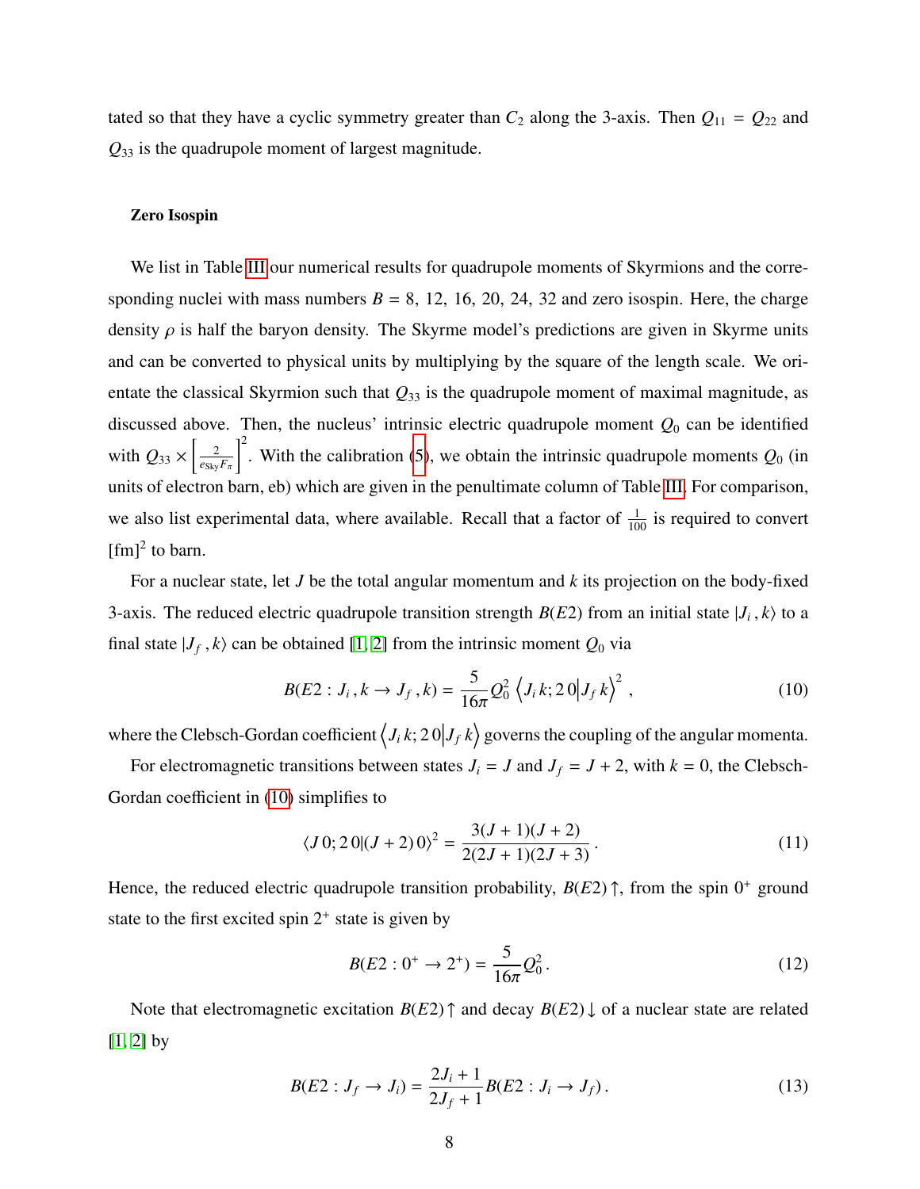tated so that they have a cyclic symmetry greater than $C_2$ along the 3-axis. Then $Q_{11} = Q_{22}$ and $Q_{33}$ is the quadrupole moment of largest magnitude.

**Zero Isospin**

We list in Table III our numerical results for quadrupole moments of Skyrmions and the corresponding nuclei with mass numbers $B = 8$, 12, 16, 20, 24, 32 and zero isospin. Here, the charge density $\rho$ is half the baryon density. The Skyrme model's predictions are given in Skyrme units and can be converted to physical units by multiplying by the square of the length scale. We orientate the classical Skyrmion such that $Q_{33}$ is the quadrupole moment of maximal magnitude, as discussed above. Then, the nucleus' intrinsic electric quadrupole moment $Q_0$ can be identified with $Q_{33} \times \left[\frac{2}{e_{\rm Sky}F_\pi}\right]^2$. With the calibration (5), we obtain the intrinsic quadrupole moments $Q_0$ (in units of electron barn, eb) which are given in the penultimate column of Table III. For comparison, we also list experimental data, where available. Recall that a factor of $\frac{1}{100}$ is required to convert $[\text{fm}]^2$ to barn.

For a nuclear state, let $J$ be the total angular momentum and $k$ its projection on the body-fixed 3-axis. The reduced electric quadrupole transition strength $B(E2)$ from an initial state $|J_i\,, k\rangle$ to a final state $|J_f\,, k\rangle$ can be obtained [1, 2] from the intrinsic moment $Q_0$ via

$$B(E2 : J_i\,, k \to J_f\,, k) = \frac{5}{16\pi} Q_0^2 \left\langle J_i\, k; 2\, 0 \middle| J_f\, k \right\rangle^2 , \tag{10}$$

where the Clebsch-Gordan coefficient $\left\langle J_i\, k; 2\, 0 \middle| J_f\, k \right\rangle$ governs the coupling of the angular momenta.

For electromagnetic transitions between states $J_i = J$ and $J_f = J + 2$, with $k = 0$, the Clebsch-Gordan coefficient in (10) simplifies to

$$\langle J\, 0; 2\, 0 | (J + 2)\, 0 \rangle^2 = \frac{3(J + 1)(J + 2)}{2(2J + 1)(2J + 3)} . \tag{11}$$

Hence, the reduced electric quadrupole transition probability, $B(E2)\uparrow$, from the spin $0^+$ ground state to the first excited spin $2^+$ state is given by

$$B(E2 : 0^+ \to 2^+) = \frac{5}{16\pi} Q_0^2 . \tag{12}$$

Note that electromagnetic excitation $B(E2)\uparrow$ and decay $B(E2)\downarrow$ of a nuclear state are related [1, 2] by

$$B(E2 : J_f \to J_i) = \frac{2J_i + 1}{2J_f + 1} B(E2 : J_i \to J_f) . \tag{13}$$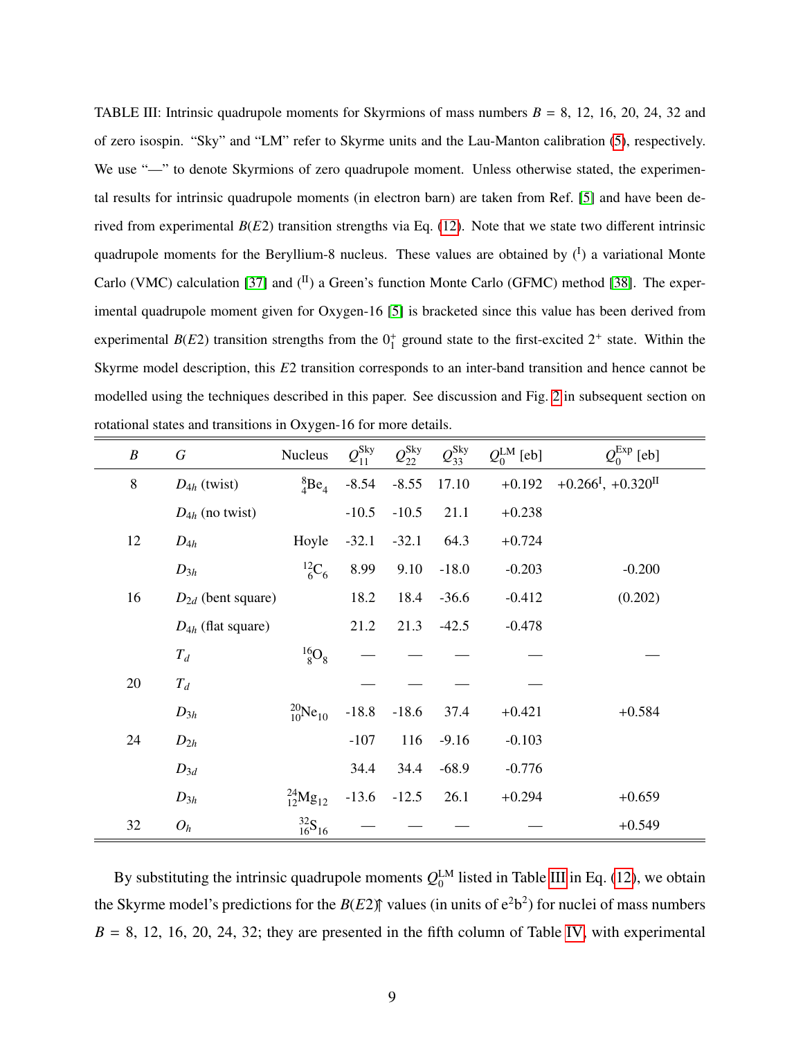TABLE III: Intrinsic quadrupole moments for Skyrmions of mass numbers $B = 8, 12, 16, 20, 24, 32$ and of zero isospin. "Sky" and "LM" refer to Skyrme units and the Lau-Manton calibration (5), respectively. We use "—" to denote Skyrmions of zero quadrupole moment. Unless otherwise stated, the experimental results for intrinsic quadrupole moments (in electron barn) are taken from Ref. [5] and have been derived from experimental $B(E2)$ transition strengths via Eq. (12). Note that we state two different intrinsic quadrupole moments for the Beryllium-8 nucleus. These values are obtained by ($^{\mathrm{I}}$) a variational Monte Carlo (VMC) calculation [37] and ($^{\mathrm{II}}$) a Green's function Monte Carlo (GFMC) method [38]. The experimental quadrupole moment given for Oxygen-16 [5] is bracketed since this value has been derived from experimental $B(E2)$ transition strengths from the $0_1^+$ ground state to the first-excited $2^+$ state. Within the Skyrme model description, this $E2$ transition corresponds to an inter-band transition and hence cannot be modelled using the techniques described in this paper. See discussion and Fig. 2 in subsequent section on rotational states and transitions in Oxygen-16 for more details.

| $B$ | $G$ | Nucleus | $Q_{11}^{\mathrm{Sky}}$ | $Q_{22}^{\mathrm{Sky}}$ | $Q_{33}^{\mathrm{Sky}}$ | $Q_0^{\mathrm{LM}}$ [eb] | $Q_0^{\mathrm{Exp}}$ [eb] |
|---|---|---|---|---|---|---|---|
| 8 | $D_{4h}$ (twist) | $^{8}_{4}\mathrm{Be}_4$ | -8.54 | -8.55 | 17.10 | +0.192 | +0.266$^{\mathrm{I}}$, +0.320$^{\mathrm{II}}$ |
| | $D_{4h}$ (no twist) | | -10.5 | -10.5 | 21.1 | +0.238 | |
| 12 | $D_{4h}$ | Hoyle | -32.1 | -32.1 | 64.3 | +0.724 | |
| | $D_{3h}$ | $^{12}_{6}\mathrm{C}_6$ | 8.99 | 9.10 | -18.0 | -0.203 | -0.200 |
| 16 | $D_{2d}$ (bent square) | | 18.2 | 18.4 | -36.6 | -0.412 | (0.202) |
| | $D_{4h}$ (flat square) | | 21.2 | 21.3 | -42.5 | -0.478 | |
| | $T_d$ | $^{16}_{8}\mathrm{O}_8$ | — | — | — | — | — |
| 20 | $T_d$ | | — | — | — | — | |
| | $D_{3h}$ | $^{20}_{10}\mathrm{Ne}_{10}$ | -18.8 | -18.6 | 37.4 | +0.421 | +0.584 |
| 24 | $D_{2h}$ | | -107 | 116 | -9.16 | -0.103 | |
| | $D_{3d}$ | | 34.4 | 34.4 | -68.9 | -0.776 | |
| | $D_{3h}$ | $^{24}_{12}\mathrm{Mg}_{12}$ | -13.6 | -12.5 | 26.1 | +0.294 | +0.659 |
| 32 | $O_h$ | $^{32}_{16}\mathrm{S}_{16}$ | — | — | — | — | +0.549 |

By substituting the intrinsic quadrupole moments $Q_0^{\mathrm{LM}}$ listed in Table III in Eq. (12), we obtain the Skyrme model's predictions for the $B(E2)\Uparrow$ values (in units of $\mathrm{e}^2\mathrm{b}^2$) for nuclei of mass numbers $B = 8, 12, 16, 20, 24, 32$; they are presented in the fifth column of Table IV, with experimental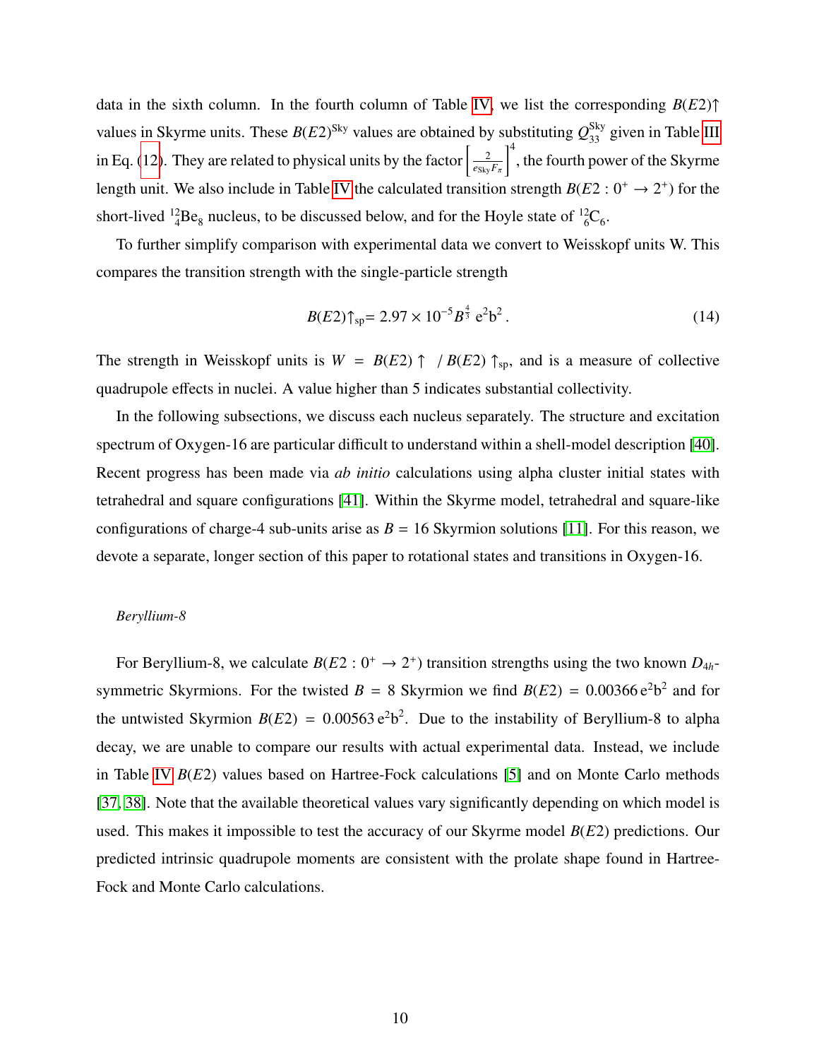data in the sixth column. In the fourth column of Table IV, we list the corresponding $B(E2)\!\uparrow$ values in Skyrme units. These $B(E2)^{\rm Sky}$ values are obtained by substituting $Q_{33}^{\rm Sky}$ given in Table III in Eq. (12). They are related to physical units by the factor $\left[\frac{2}{e_{\rm Sky}F_\pi}\right]^4$, the fourth power of the Skyrme length unit. We also include in Table IV the calculated transition strength $B(E2:0^+\to 2^+)$ for the short-lived ${}^{12}_{4}{\rm Be}_8$ nucleus, to be discussed below, and for the Hoyle state of ${}^{12}_{6}{\rm C}_6$.

To further simplify comparison with experimental data we convert to Weisskopf units W. This compares the transition strength with the single-particle strength

$$B(E2)\!\uparrow_{\rm sp}= 2.97\times 10^{-5} B^{\frac{4}{3}}\ {\rm e^2 b^2}\,. \tag{14}$$

The strength in Weisskopf units is $W = B(E2)\!\uparrow\ / B(E2)\!\uparrow_{\rm sp}$, and is a measure of collective quadrupole effects in nuclei. A value higher than 5 indicates substantial collectivity.

In the following subsections, we discuss each nucleus separately. The structure and excitation spectrum of Oxygen-16 are particular difficult to understand within a shell-model description [40]. Recent progress has been made via *ab initio* calculations using alpha cluster initial states with tetrahedral and square configurations [41]. Within the Skyrme model, tetrahedral and square-like configurations of charge-4 sub-units arise as $B = 16$ Skyrmion solutions [11]. For this reason, we devote a separate, longer section of this paper to rotational states and transitions in Oxygen-16.

### *Beryllium-8*

For Beryllium-8, we calculate $B(E2:0^+\to 2^+)$ transition strengths using the two known $D_{4h}$-symmetric Skyrmions. For the twisted $B = 8$ Skyrmion we find $B(E2) = 0.00366\,{\rm e^2b^2}$ and for the untwisted Skyrmion $B(E2) = 0.00563\,{\rm e^2b^2}$. Due to the instability of Beryllium-8 to alpha decay, we are unable to compare our results with actual experimental data. Instead, we include in Table IV $B(E2)$ values based on Hartree-Fock calculations [5] and on Monte Carlo methods [37, 38]. Note that the available theoretical values vary significantly depending on which model is used. This makes it impossible to test the accuracy of our Skyrme model $B(E2)$ predictions. Our predicted intrinsic quadrupole moments are consistent with the prolate shape found in Hartree-Fock and Monte Carlo calculations.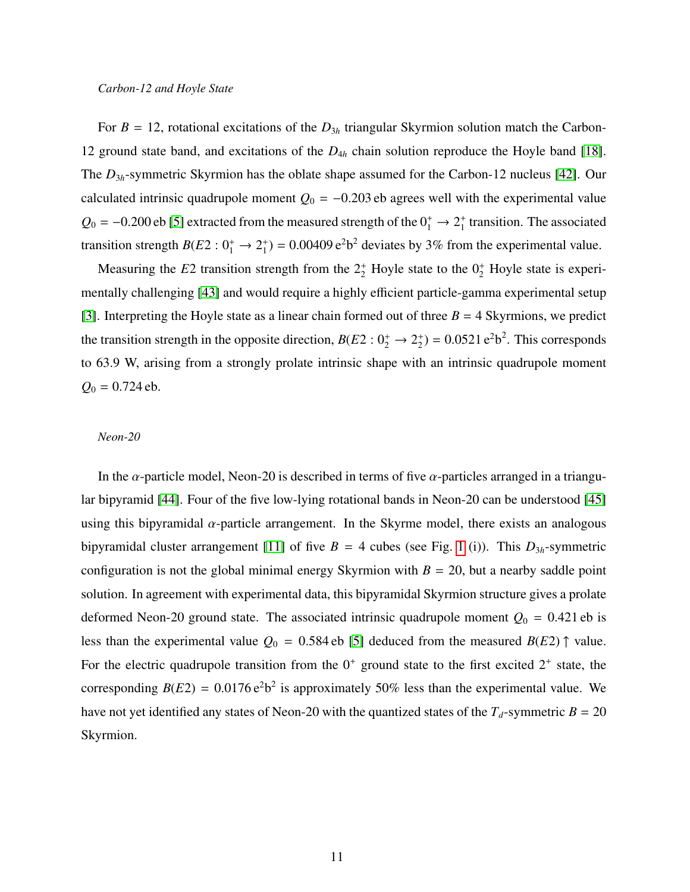*Carbon-12 and Hoyle State*

For $B = 12$, rotational excitations of the $D_{3h}$ triangular Skyrmion solution match the Carbon-12 ground state band, and excitations of the $D_{4h}$ chain solution reproduce the Hoyle band [18]. The $D_{3h}$-symmetric Skyrmion has the oblate shape assumed for the Carbon-12 nucleus [42]. Our calculated intrinsic quadrupole moment $Q_0 = -0.203\,\text{eb}$ agrees well with the experimental value $Q_0 = -0.200\,\text{eb}$ [5] extracted from the measured strength of the $0_1^+ \to 2_1^+$ transition. The associated transition strength $B(E2 : 0_1^+ \to 2_1^+) = 0.00409\,\text{e}^2\text{b}^2$ deviates by 3% from the experimental value.

Measuring the $E2$ transition strength from the $2_2^+$ Hoyle state to the $0_2^+$ Hoyle state is experimentally challenging [43] and would require a highly efficient particle-gamma experimental setup [3]. Interpreting the Hoyle state as a linear chain formed out of three $B = 4$ Skyrmions, we predict the transition strength in the opposite direction, $B(E2 : 0_2^+ \to 2_2^+) = 0.0521\,\text{e}^2\text{b}^2$. This corresponds to 63.9 W, arising from a strongly prolate intrinsic shape with an intrinsic quadrupole moment $Q_0 = 0.724\,\text{eb}$.

*Neon-20*

In the $\alpha$-particle model, Neon-20 is described in terms of five $\alpha$-particles arranged in a triangular bipyramid [44]. Four of the five low-lying rotational bands in Neon-20 can be understood [45] using this bipyramidal $\alpha$-particle arrangement. In the Skyrme model, there exists an analogous bipyramidal cluster arrangement [11] of five $B = 4$ cubes (see Fig. 1 (i)). This $D_{3h}$-symmetric configuration is not the global minimal energy Skyrmion with $B = 20$, but a nearby saddle point solution. In agreement with experimental data, this bipyramidal Skyrmion structure gives a prolate deformed Neon-20 ground state. The associated intrinsic quadrupole moment $Q_0 = 0.421\,\text{eb}$ is less than the experimental value $Q_0 = 0.584\,\text{eb}$ [5] deduced from the measured $B(E2)\uparrow$ value. For the electric quadrupole transition from the $0^+$ ground state to the first excited $2^+$ state, the corresponding $B(E2) = 0.0176\,\text{e}^2\text{b}^2$ is approximately 50% less than the experimental value. We have not yet identified any states of Neon-20 with the quantized states of the $T_d$-symmetric $B = 20$ Skyrmion.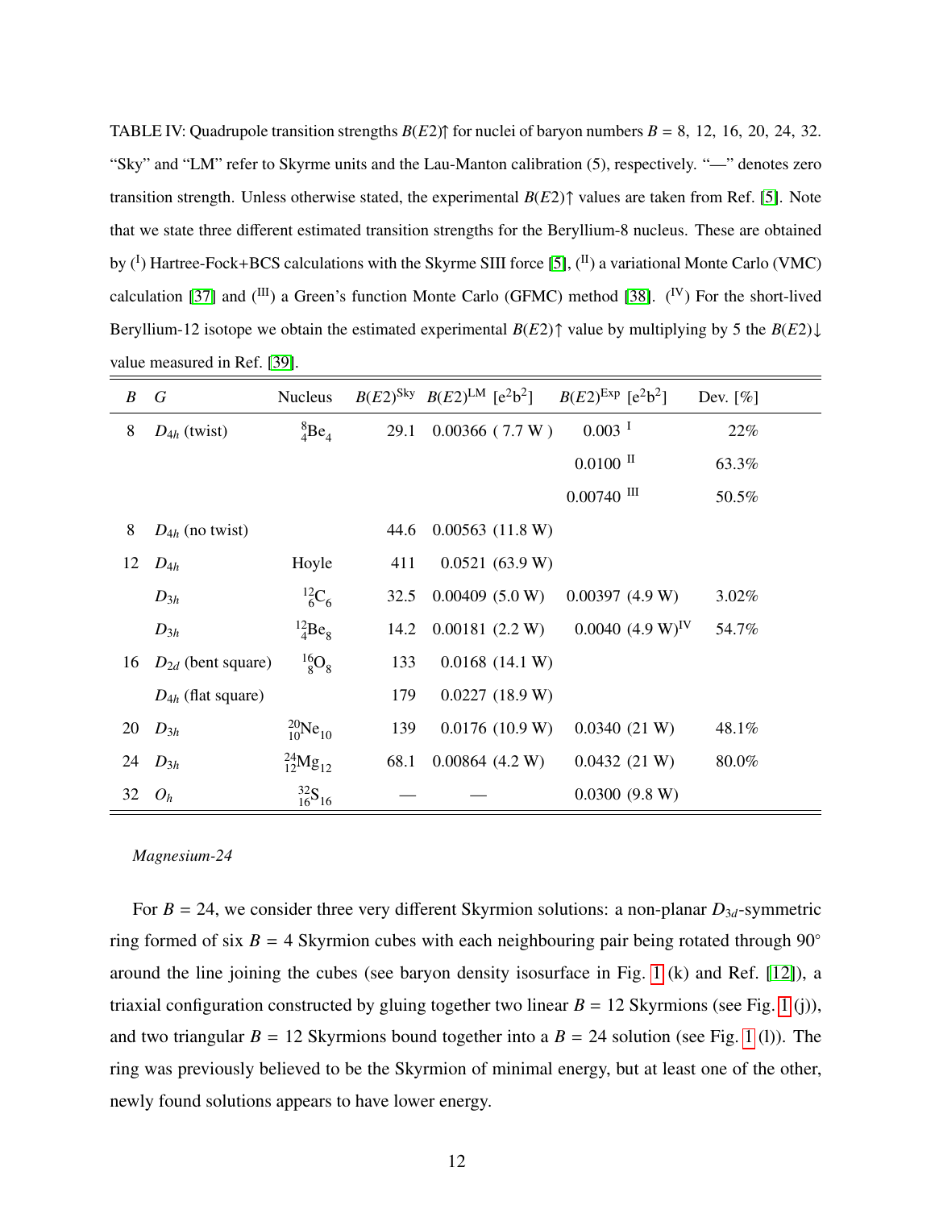TABLE IV: Quadrupole transition strengths $B(E2)\uparrow$ for nuclei of baryon numbers $B$ = 8, 12, 16, 20, 24, 32. "Sky" and "LM" refer to Skyrme units and the Lau-Manton calibration (5), respectively. "—" denotes zero transition strength. Unless otherwise stated, the experimental $B(E2)\uparrow$ values are taken from Ref. [5]. Note that we state three different estimated transition strengths for the Beryllium-8 nucleus. These are obtained by (I) Hartree-Fock+BCS calculations with the Skyrme SIII force [5], (II) a variational Monte Carlo (VMC) calculation [37] and (III) a Green's function Monte Carlo (GFMC) method [38]. (IV) For the short-lived Beryllium-12 isotope we obtain the estimated experimental $B(E2)\uparrow$ value by multiplying by 5 the $B(E2)\downarrow$ value measured in Ref. [39].

| $B$ | $G$ | Nucleus | $B(E2)^{\text{Sky}}$ | $B(E2)^{\text{LM}}$ [e$^2$b$^2$] | $B(E2)^{\text{Exp}}$ [e$^2$b$^2$] | Dev. [%] |
|---|---|---|---|---|---|---|
| 8 | $D_{4h}$ (twist) | $^{8}_{4}\text{Be}_4$ | 29.1 | 0.00366 ( 7.7 W ) | 0.003 [I] | 22% |
| | | | | | 0.0100 [II] | 63.3% |
| | | | | | 0.00740 [III] | 50.5% |
| 8 | $D_{4h}$ (no twist) | | 44.6 | 0.00563 (11.8 W) | | |
| 12 | $D_{4h}$ | Hoyle | 411 | 0.0521 (63.9 W) | | |
| | $D_{3h}$ | $^{12}_{6}\text{C}_6$ | 32.5 | 0.00409 (5.0 W) | 0.00397 (4.9 W) | 3.02% |
| | $D_{3h}$ | $^{12}_{4}\text{Be}_8$ | 14.2 | 0.00181 (2.2 W) | 0.0040 (4.9 W)[IV] | 54.7% |
| 16 | $D_{2d}$ (bent square) | $^{16}_{8}\text{O}_8$ | 133 | 0.0168 (14.1 W) | | |
| | $D_{4h}$ (flat square) | | 179 | 0.0227 (18.9 W) | | |
| 20 | $D_{3h}$ | $^{20}_{10}\text{Ne}_{10}$ | 139 | 0.0176 (10.9 W) | 0.0340 (21 W) | 48.1% |
| 24 | $D_{3h}$ | $^{24}_{12}\text{Mg}_{12}$ | 68.1 | 0.00864 (4.2 W) | 0.0432 (21 W) | 80.0% |
| 32 | $O_h$ | $^{32}_{16}\text{S}_{16}$ | — | — | 0.0300 (9.8 W) | |

*Magnesium-24*

For $B$ = 24, we consider three very different Skyrmion solutions: a non-planar $D_{3d}$-symmetric ring formed of six $B$ = 4 Skyrmion cubes with each neighbouring pair being rotated through 90° around the line joining the cubes (see baryon density isosurface in Fig. 1 (k) and Ref. [12]), a triaxial configuration constructed by gluing together two linear $B$ = 12 Skyrmions (see Fig. 1 (j)), and two triangular $B$ = 12 Skyrmions bound together into a $B$ = 24 solution (see Fig. 1 (l)). The ring was previously believed to be the Skyrmion of minimal energy, but at least one of the other, newly found solutions appears to have lower energy.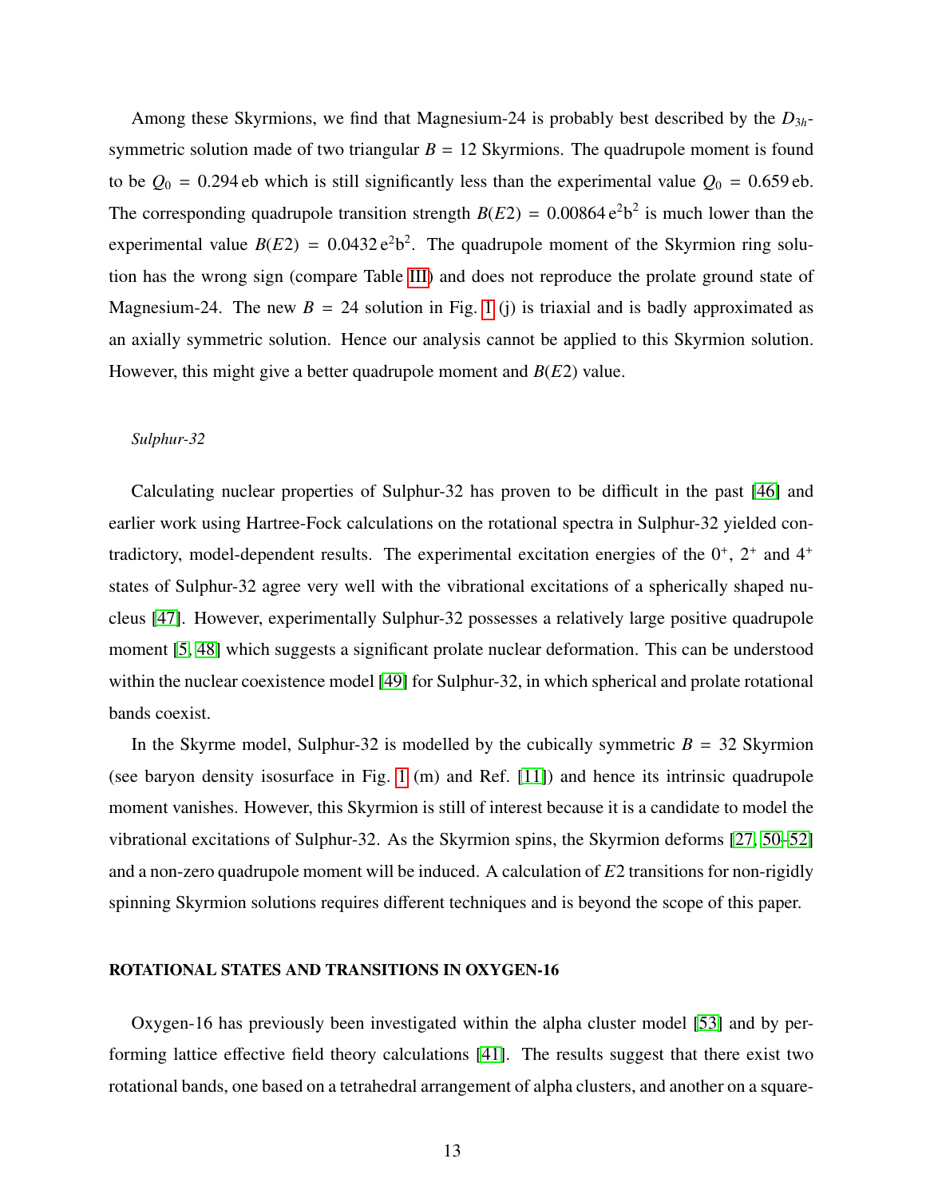Among these Skyrmions, we find that Magnesium-24 is probably best described by the $D_{3h}$-symmetric solution made of two triangular $B = 12$ Skyrmions. The quadrupole moment is found to be $Q_0 = 0.294\,\mathrm{eb}$ which is still significantly less than the experimental value $Q_0 = 0.659\,\mathrm{eb}$. The corresponding quadrupole transition strength $B(E2) = 0.00864\,\mathrm{e}^2\mathrm{b}^2$ is much lower than the experimental value $B(E2) = 0.0432\,\mathrm{e}^2\mathrm{b}^2$. The quadrupole moment of the Skyrmion ring solution has the wrong sign (compare Table III) and does not reproduce the prolate ground state of Magnesium-24. The new $B = 24$ solution in Fig. 1 (j) is triaxial and is badly approximated as an axially symmetric solution. Hence our analysis cannot be applied to this Skyrmion solution. However, this might give a better quadrupole moment and $B(E2)$ value.

*Sulphur-32*

Calculating nuclear properties of Sulphur-32 has proven to be difficult in the past [46] and earlier work using Hartree-Fock calculations on the rotational spectra in Sulphur-32 yielded contradictory, model-dependent results. The experimental excitation energies of the $0^+$, $2^+$ and $4^+$ states of Sulphur-32 agree very well with the vibrational excitations of a spherically shaped nucleus [47]. However, experimentally Sulphur-32 possesses a relatively large positive quadrupole moment [5, 48] which suggests a significant prolate nuclear deformation. This can be understood within the nuclear coexistence model [49] for Sulphur-32, in which spherical and prolate rotational bands coexist.

In the Skyrme model, Sulphur-32 is modelled by the cubically symmetric $B = 32$ Skyrmion (see baryon density isosurface in Fig. 1 (m) and Ref. [11]) and hence its intrinsic quadrupole moment vanishes. However, this Skyrmion is still of interest because it is a candidate to model the vibrational excitations of Sulphur-32. As the Skyrmion spins, the Skyrmion deforms [27, 50–52] and a non-zero quadrupole moment will be induced. A calculation of $E2$ transitions for non-rigidly spinning Skyrmion solutions requires different techniques and is beyond the scope of this paper.

## ROTATIONAL STATES AND TRANSITIONS IN OXYGEN-16

Oxygen-16 has previously been investigated within the alpha cluster model [53] and by performing lattice effective field theory calculations [41]. The results suggest that there exist two rotational bands, one based on a tetrahedral arrangement of alpha clusters, and another on a square-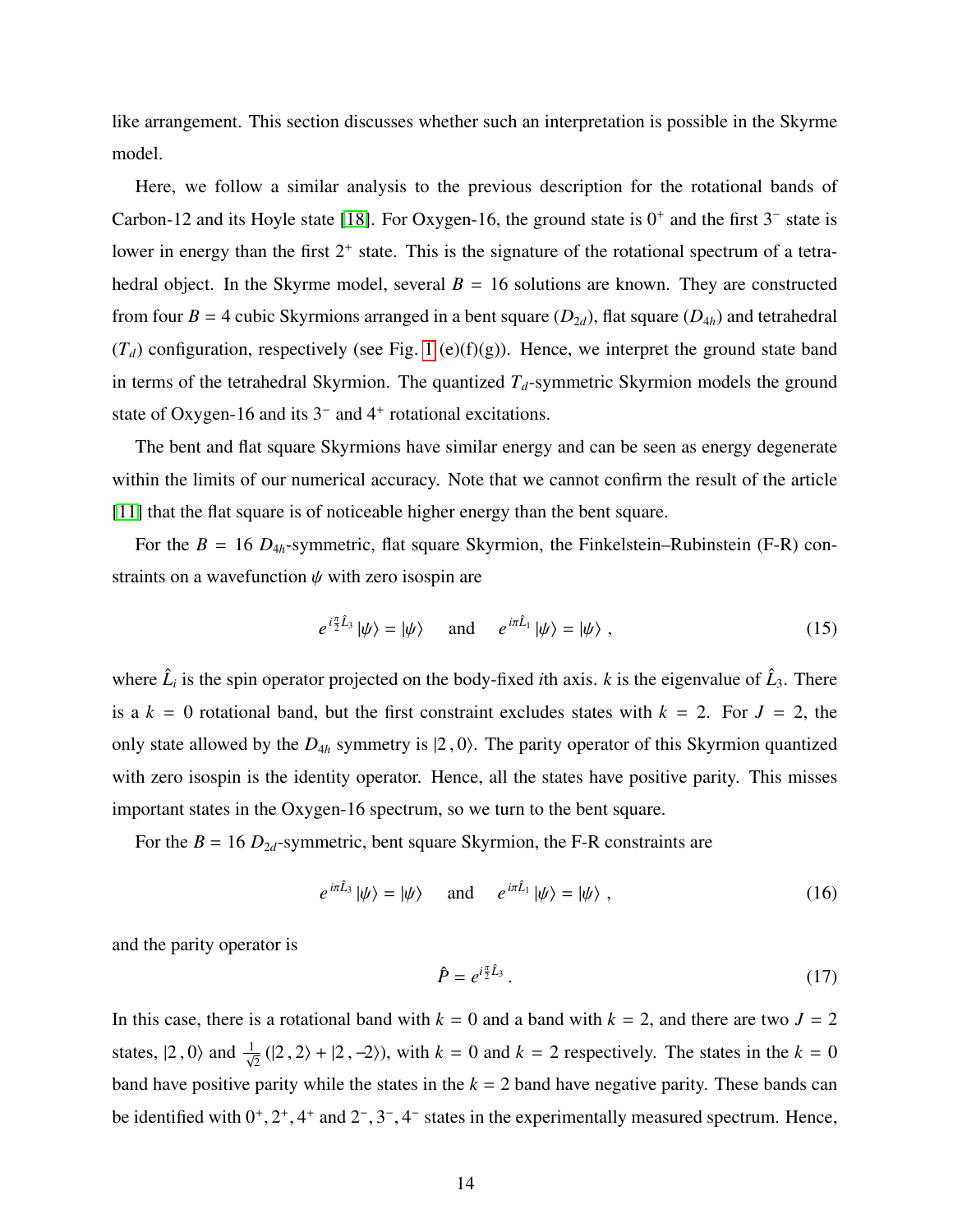like arrangement. This section discusses whether such an interpretation is possible in the Skyrme model.

Here, we follow a similar analysis to the previous description for the rotational bands of Carbon-12 and its Hoyle state [18]. For Oxygen-16, the ground state is $0^+$ and the first $3^-$ state is lower in energy than the first $2^+$ state. This is the signature of the rotational spectrum of a tetrahedral object. In the Skyrme model, several $B = 16$ solutions are known. They are constructed from four $B = 4$ cubic Skyrmions arranged in a bent square ($D_{2d}$), flat square ($D_{4h}$) and tetrahedral ($T_d$) configuration, respectively (see Fig. 1 (e)(f)(g)). Hence, we interpret the ground state band in terms of the tetrahedral Skyrmion. The quantized $T_d$-symmetric Skyrmion models the ground state of Oxygen-16 and its $3^-$ and $4^+$ rotational excitations.

The bent and flat square Skyrmions have similar energy and can be seen as energy degenerate within the limits of our numerical accuracy. Note that we cannot confirm the result of the article [11] that the flat square is of noticeable higher energy than the bent square.

For the $B = 16$ $D_{4h}$-symmetric, flat square Skyrmion, the Finkelstein–Rubinstein (F-R) constraints on a wavefunction $\psi$ with zero isospin are

$$e^{i\frac{\pi}{2}\hat{L}_3}\,|\psi\rangle = |\psi\rangle \quad \text{and} \quad e^{i\pi\hat{L}_1}\,|\psi\rangle = |\psi\rangle\ , \tag{15}$$

where $\hat{L}_i$ is the spin operator projected on the body-fixed $i$th axis. $k$ is the eigenvalue of $\hat{L}_3$. There is a $k = 0$ rotational band, but the first constraint excludes states with $k = 2$. For $J = 2$, the only state allowed by the $D_{4h}$ symmetry is $|2\,,0\rangle$. The parity operator of this Skyrmion quantized with zero isospin is the identity operator. Hence, all the states have positive parity. This misses important states in the Oxygen-16 spectrum, so we turn to the bent square.

For the $B = 16$ $D_{2d}$-symmetric, bent square Skyrmion, the F-R constraints are

$$e^{i\pi\hat{L}_3}\,|\psi\rangle = |\psi\rangle \quad \text{and} \quad e^{i\pi\hat{L}_1}\,|\psi\rangle = |\psi\rangle\ , \tag{16}$$

and the parity operator is

$$\hat{P} = e^{i\frac{\pi}{2}\hat{L}_3}\,. \tag{17}$$

In this case, there is a rotational band with $k = 0$ and a band with $k = 2$, and there are two $J = 2$ states, $|2\,,0\rangle$ and $\frac{1}{\sqrt{2}}\left(|2\,,2\rangle + |2\,,-2\rangle\right)$, with $k = 0$ and $k = 2$ respectively. The states in the $k = 0$ band have positive parity while the states in the $k = 2$ band have negative parity. These bands can be identified with $0^+, 2^+, 4^+$ and $2^-, 3^-, 4^-$ states in the experimentally measured spectrum. Hence,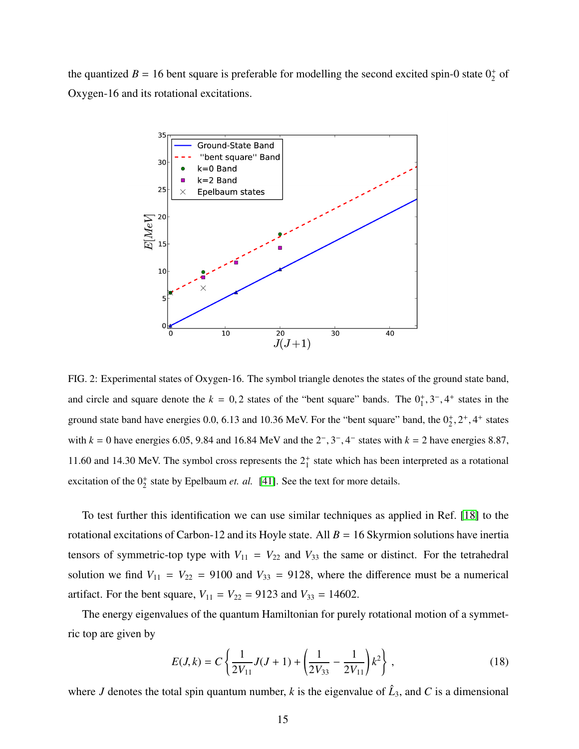the quantized $B = 16$ bent square is preferable for modelling the second excited spin-0 state $0_2^+$ of Oxygen-16 and its rotational excitations.

FIG. 2: Experimental states of Oxygen-16. The symbol triangle denotes the states of the ground state band, and circle and square denote the $k = 0, 2$ states of the "bent square" bands. The $0_1^+, 3^-, 4^+$ states in the ground state band have energies 0.0, 6.13 and 10.36 MeV. For the "bent square" band, the $0_2^+, 2^+, 4^+$ states with $k = 0$ have energies 6.05, 9.84 and 16.84 MeV and the $2^-, 3^-, 4^-$ states with $k = 2$ have energies 8.87, 11.60 and 14.30 MeV. The symbol cross represents the $2_1^+$ state which has been interpreted as a rotational excitation of the $0_2^+$ state by Epelbaum *et. al.* [41]. See the text for more details.

To test further this identification we can use similar techniques as applied in Ref. [18] to the rotational excitations of Carbon-12 and its Hoyle state. All $B = 16$ Skyrmion solutions have inertia tensors of symmetric-top type with $V_{11} = V_{22}$ and $V_{33}$ the same or distinct. For the tetrahedral solution we find $V_{11} = V_{22} = 9100$ and $V_{33} = 9128$, where the difference must be a numerical artifact. For the bent square, $V_{11} = V_{22} = 9123$ and $V_{33} = 14602$.

The energy eigenvalues of the quantum Hamiltonian for purely rotational motion of a symmetric top are given by

$$E(J, k) = C\left\{\frac{1}{2V_{11}}J(J+1) + \left(\frac{1}{2V_{33}} - \frac{1}{2V_{11}}\right)k^2\right\}, \tag{18}$$

where $J$ denotes the total spin quantum number, $k$ is the eigenvalue of $\hat{L}_3$, and $C$ is a dimensional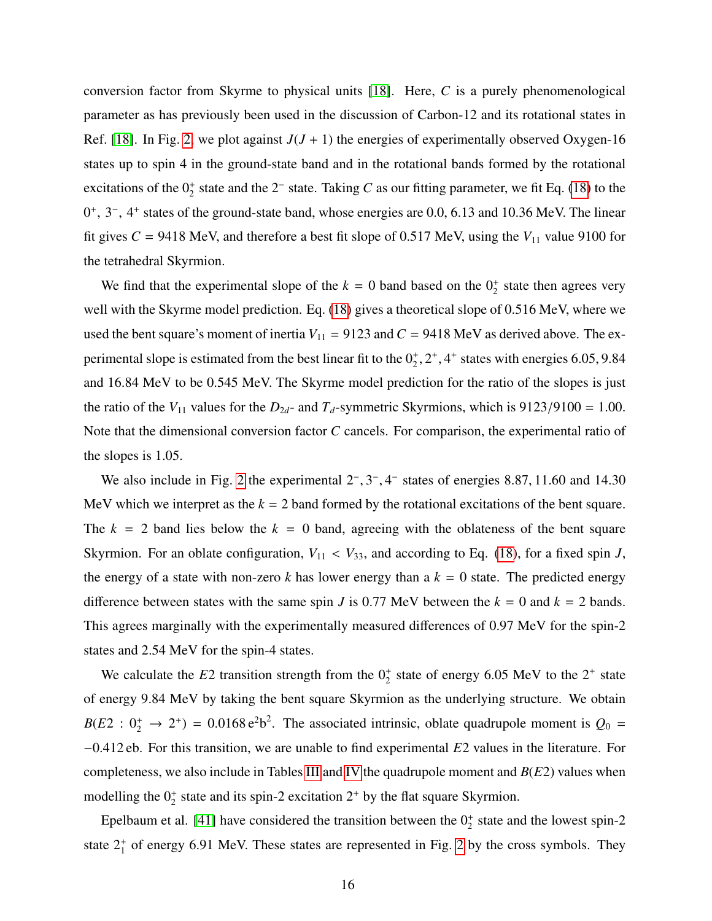conversion factor from Skyrme to physical units [18]. Here, $C$ is a purely phenomenological parameter as has previously been used in the discussion of Carbon-12 and its rotational states in Ref. [18]. In Fig. 2, we plot against $J(J+1)$ the energies of experimentally observed Oxygen-16 states up to spin 4 in the ground-state band and in the rotational bands formed by the rotational excitations of the $0_2^+$ state and the $2^-$ state. Taking $C$ as our fitting parameter, we fit Eq. (18) to the $0^+$, $3^-$, $4^+$ states of the ground-state band, whose energies are 0.0, 6.13 and 10.36 MeV. The linear fit gives $C = 9418$ MeV, and therefore a best fit slope of 0.517 MeV, using the $V_{11}$ value 9100 for the tetrahedral Skyrmion.

We find that the experimental slope of the $k = 0$ band based on the $0_2^+$ state then agrees very well with the Skyrme model prediction. Eq. (18) gives a theoretical slope of 0.516 MeV, where we used the bent square's moment of inertia $V_{11} = 9123$ and $C = 9418$ MeV as derived above. The experimental slope is estimated from the best linear fit to the $0_2^+, 2^+, 4^+$ states with energies 6.05, 9.84 and 16.84 MeV to be 0.545 MeV. The Skyrme model prediction for the ratio of the slopes is just the ratio of the $V_{11}$ values for the $D_{2d}$- and $T_d$-symmetric Skyrmions, which is $9123/9100 = 1.00$. Note that the dimensional conversion factor $C$ cancels. For comparison, the experimental ratio of the slopes is 1.05.

We also include in Fig. 2 the experimental $2^-, 3^-, 4^-$ states of energies 8.87, 11.60 and 14.30 MeV which we interpret as the $k = 2$ band formed by the rotational excitations of the bent square. The $k = 2$ band lies below the $k = 0$ band, agreeing with the oblateness of the bent square Skyrmion. For an oblate configuration, $V_{11} < V_{33}$, and according to Eq. (18), for a fixed spin $J$, the energy of a state with non-zero $k$ has lower energy than a $k = 0$ state. The predicted energy difference between states with the same spin $J$ is 0.77 MeV between the $k = 0$ and $k = 2$ bands. This agrees marginally with the experimentally measured differences of 0.97 MeV for the spin-2 states and 2.54 MeV for the spin-4 states.

We calculate the $E2$ transition strength from the $0_2^+$ state of energy 6.05 MeV to the $2^+$ state of energy 9.84 MeV by taking the bent square Skyrmion as the underlying structure. We obtain $B(E2 : 0_2^+ \to 2^+) = 0.0168\, \mathrm{e}^2\mathrm{b}^2$. The associated intrinsic, oblate quadrupole moment is $Q_0 = -0.412\, \mathrm{eb}$. For this transition, we are unable to find experimental $E2$ values in the literature. For completeness, we also include in Tables III and IV the quadrupole moment and $B(E2)$ values when modelling the $0_2^+$ state and its spin-2 excitation $2^+$ by the flat square Skyrmion.

Epelbaum et al. [41] have considered the transition between the $0_2^+$ state and the lowest spin-2 state $2_1^+$ of energy 6.91 MeV. These states are represented in Fig. 2 by the cross symbols. They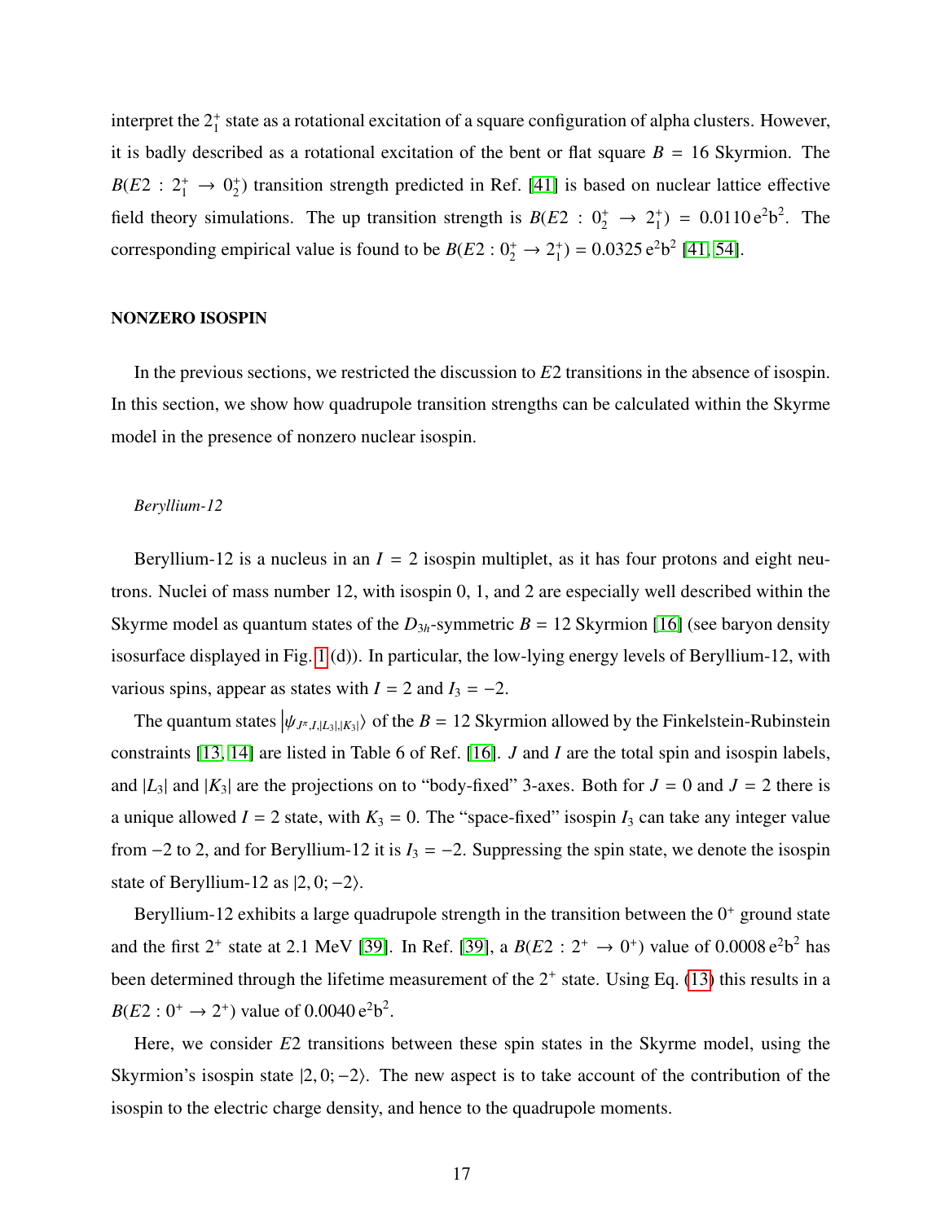interpret the $2_1^+$ state as a rotational excitation of a square configuration of alpha clusters. However, it is badly described as a rotational excitation of the bent or flat square $B = 16$ Skyrmion. The $B(E2 : 2_1^+ \to 0_2^+)$ transition strength predicted in Ref. [41] is based on nuclear lattice effective field theory simulations. The up transition strength is $B(E2 : 0_2^+ \to 2_1^+) = 0.0110\,\mathrm{e^2b^2}$. The corresponding empirical value is found to be $B(E2 : 0_2^+ \to 2_1^+) = 0.0325\,\mathrm{e^2b^2}$ [41, 54].

## NONZERO ISOSPIN

In the previous sections, we restricted the discussion to $E2$ transitions in the absence of isospin. In this section, we show how quadrupole transition strengths can be calculated within the Skyrme model in the presence of nonzero nuclear isospin.

### *Beryllium-12*

Beryllium-12 is a nucleus in an $I = 2$ isospin multiplet, as it has four protons and eight neutrons. Nuclei of mass number 12, with isospin 0, 1, and 2 are especially well described within the Skyrme model as quantum states of the $D_{3h}$-symmetric $B = 12$ Skyrmion [16] (see baryon density isosurface displayed in Fig. 1 (d)). In particular, the low-lying energy levels of Beryllium-12, with various spins, appear as states with $I = 2$ and $I_3 = -2$.

The quantum states $\left|\psi_{J^\pi,I,|L_3|,|K_3|}\right\rangle$ of the $B = 12$ Skyrmion allowed by the Finkelstein-Rubinstein constraints [13, 14] are listed in Table 6 of Ref. [16]. $J$ and $I$ are the total spin and isospin labels, and $|L_3|$ and $|K_3|$ are the projections on to "body-fixed" 3-axes. Both for $J = 0$ and $J = 2$ there is a unique allowed $I = 2$ state, with $K_3 = 0$. The "space-fixed" isospin $I_3$ can take any integer value from $-2$ to 2, and for Beryllium-12 it is $I_3 = -2$. Suppressing the spin state, we denote the isospin state of Beryllium-12 as $|2, 0; -2\rangle$.

Beryllium-12 exhibits a large quadrupole strength in the transition between the $0^+$ ground state and the first $2^+$ state at 2.1 MeV [39]. In Ref. [39], a $B(E2 : 2^+ \to 0^+)$ value of $0.0008\,\mathrm{e^2b^2}$ has been determined through the lifetime measurement of the $2^+$ state. Using Eq. (13) this results in a $B(E2 : 0^+ \to 2^+)$ value of $0.0040\,\mathrm{e^2b^2}$.

Here, we consider $E2$ transitions between these spin states in the Skyrme model, using the Skyrmion's isospin state $|2, 0; -2\rangle$. The new aspect is to take account of the contribution of the isospin to the electric charge density, and hence to the quadrupole moments.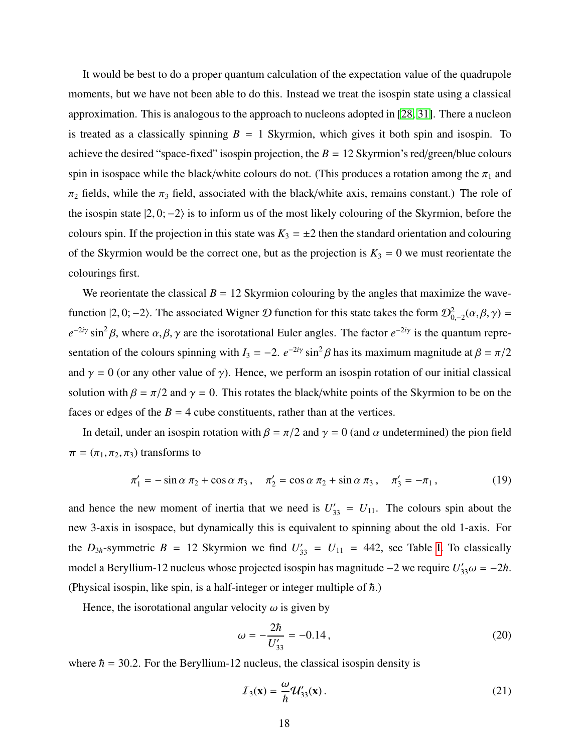It would be best to do a proper quantum calculation of the expectation value of the quadrupole moments, but we have not been able to do this. Instead we treat the isospin state using a classical approximation. This is analogous to the approach to nucleons adopted in [28, 31]. There a nucleon is treated as a classically spinning $B = 1$ Skyrmion, which gives it both spin and isospin. To achieve the desired "space-fixed" isospin projection, the $B = 12$ Skyrmion's red/green/blue colours spin in isospace while the black/white colours do not. (This produces a rotation among the $\pi_1$ and $\pi_2$ fields, while the $\pi_3$ field, associated with the black/white axis, remains constant.) The role of the isospin state $|2, 0; -2\rangle$ is to inform us of the most likely colouring of the Skyrmion, before the colours spin. If the projection in this state was $K_3 = \pm 2$ then the standard orientation and colouring of the Skyrmion would be the correct one, but as the projection is $K_3 = 0$ we must reorientate the colourings first.

We reorientate the classical $B = 12$ Skyrmion colouring by the angles that maximize the wavefunction $|2, 0; -2\rangle$. The associated Wigner $\mathcal{D}$ function for this state takes the form $\mathcal{D}^2_{0,-2}(\alpha, \beta, \gamma) = e^{-2i\gamma} \sin^2 \beta$, where $\alpha, \beta, \gamma$ are the isorotational Euler angles. The factor $e^{-2i\gamma}$ is the quantum representation of the colours spinning with $I_3 = -2$. $e^{-2i\gamma} \sin^2 \beta$ has its maximum magnitude at $\beta = \pi/2$ and $\gamma = 0$ (or any other value of $\gamma$). Hence, we perform an isospin rotation of our initial classical solution with $\beta = \pi/2$ and $\gamma = 0$. This rotates the black/white points of the Skyrmion to be on the faces or edges of the $B = 4$ cube constituents, rather than at the vertices.

In detail, under an isospin rotation with $\beta = \pi/2$ and $\gamma = 0$ (and $\alpha$ undetermined) the pion field $\boldsymbol{\pi} = (\pi_1, \pi_2, \pi_3)$ transforms to

$$\pi_1' = -\sin\alpha\, \pi_2 + \cos\alpha\, \pi_3\,, \quad \pi_2' = \cos\alpha\, \pi_2 + \sin\alpha\, \pi_3\,, \quad \pi_3' = -\pi_1\,, \tag{19}$$

and hence the new moment of inertia that we need is $U'_{33} = U_{11}$. The colours spin about the new 3-axis in isospace, but dynamically this is equivalent to spinning about the old 1-axis. For the $D_{3h}$-symmetric $B = 12$ Skyrmion we find $U'_{33} = U_{11} = 442$, see Table I. To classically model a Beryllium-12 nucleus whose projected isospin has magnitude $-2$ we require $U'_{33}\omega = -2\hbar$. (Physical isospin, like spin, is a half-integer or integer multiple of $\hbar$.)

Hence, the isorotational angular velocity $\omega$ is given by

$$\omega = -\frac{2\hbar}{U'_{33}} = -0.14\,, \tag{20}$$

where $\hbar = 30.2$. For the Beryllium-12 nucleus, the classical isospin density is

$$\mathcal{I}_3(\mathbf{x}) = \frac{\omega}{\hbar} \mathcal{U}'_{33}(\mathbf{x})\,. \tag{21}$$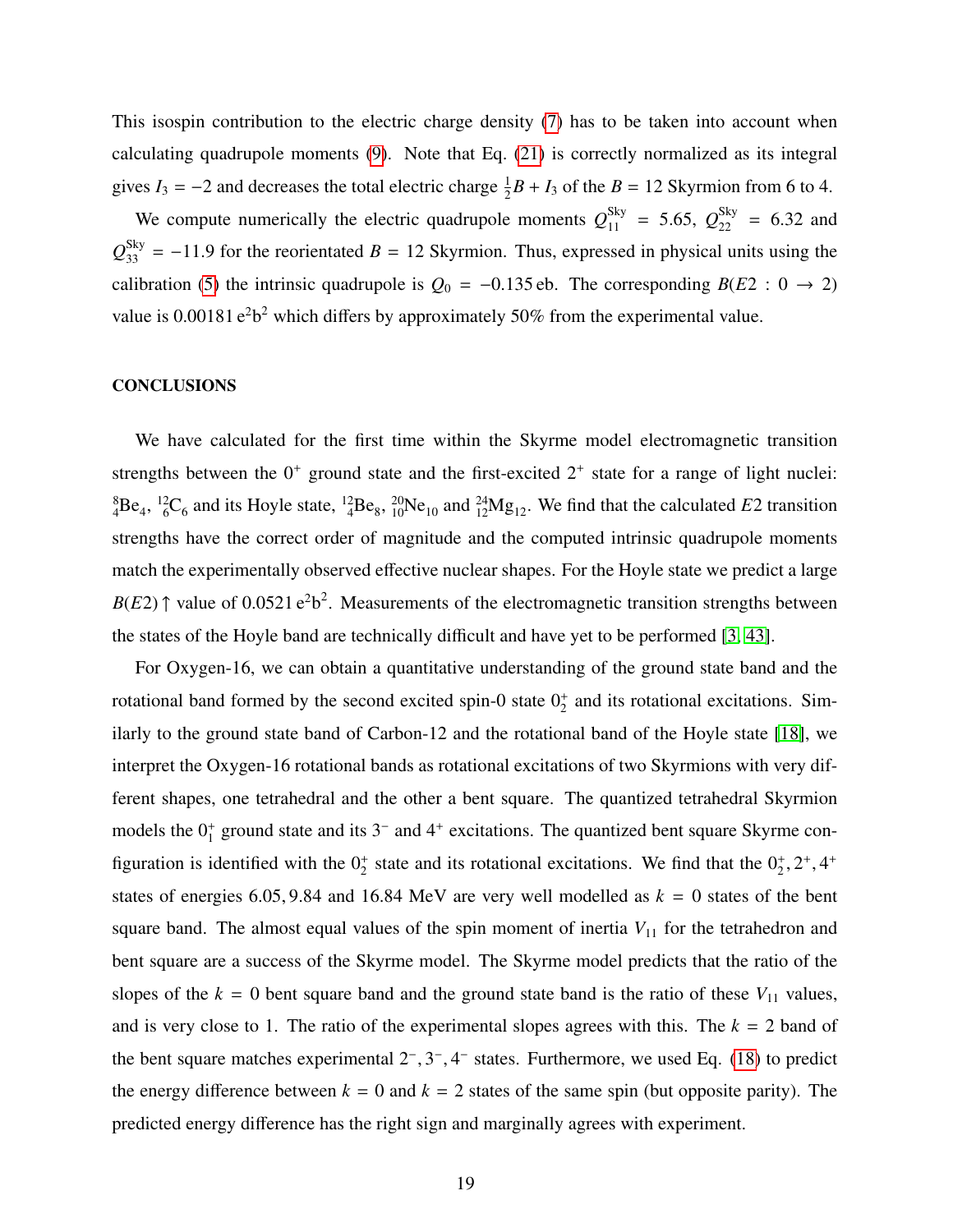This isospin contribution to the electric charge density (7) has to be taken into account when calculating quadrupole moments (9). Note that Eq. (21) is correctly normalized as its integral gives $I_3 = -2$ and decreases the total electric charge $\frac{1}{2}B + I_3$ of the $B = 12$ Skyrmion from 6 to 4.

We compute numerically the electric quadrupole moments $Q_{11}^{\text{Sky}} = 5.65$, $Q_{22}^{\text{Sky}} = 6.32$ and $Q_{33}^{\text{Sky}} = -11.9$ for the reorientated $B = 12$ Skyrmion. Thus, expressed in physical units using the calibration (5) the intrinsic quadrupole is $Q_0 = -0.135\,\text{eb}$. The corresponding $B(E2 : 0 \rightarrow 2)$ value is $0.00181\,\text{e}^2\text{b}^2$ which differs by approximately 50% from the experimental value.

## CONCLUSIONS

We have calculated for the first time within the Skyrme model electromagnetic transition strengths between the $0^+$ ground state and the first-excited $2^+$ state for a range of light nuclei: ${}^{8}_{4}\text{Be}_4$, ${}^{12}_{6}\text{C}_6$ and its Hoyle state, ${}^{12}_{4}\text{Be}_8$, ${}^{20}_{10}\text{Ne}_{10}$ and ${}^{24}_{12}\text{Mg}_{12}$. We find that the calculated $E2$ transition strengths have the correct order of magnitude and the computed intrinsic quadrupole moments match the experimentally observed effective nuclear shapes. For the Hoyle state we predict a large $B(E2)\uparrow$ value of $0.0521\,\text{e}^2\text{b}^2$. Measurements of the electromagnetic transition strengths between the states of the Hoyle band are technically difficult and have yet to be performed [3, 43].

For Oxygen-16, we can obtain a quantitative understanding of the ground state band and the rotational band formed by the second excited spin-0 state $0_2^+$ and its rotational excitations. Similarly to the ground state band of Carbon-12 and the rotational band of the Hoyle state [18], we interpret the Oxygen-16 rotational bands as rotational excitations of two Skyrmions with very different shapes, one tetrahedral and the other a bent square. The quantized tetrahedral Skyrmion models the $0_1^+$ ground state and its $3^-$ and $4^+$ excitations. The quantized bent square Skyrme configuration is identified with the $0_2^+$ state and its rotational excitations. We find that the $0_2^+, 2^+, 4^+$ states of energies 6.05, 9.84 and 16.84 MeV are very well modelled as $k = 0$ states of the bent square band. The almost equal values of the spin moment of inertia $V_{11}$ for the tetrahedron and bent square are a success of the Skyrme model. The Skyrme model predicts that the ratio of the slopes of the $k = 0$ bent square band and the ground state band is the ratio of these $V_{11}$ values, and is very close to 1. The ratio of the experimental slopes agrees with this. The $k = 2$ band of the bent square matches experimental $2^-, 3^-, 4^-$ states. Furthermore, we used Eq. (18) to predict the energy difference between $k = 0$ and $k = 2$ states of the same spin (but opposite parity). The predicted energy difference has the right sign and marginally agrees with experiment.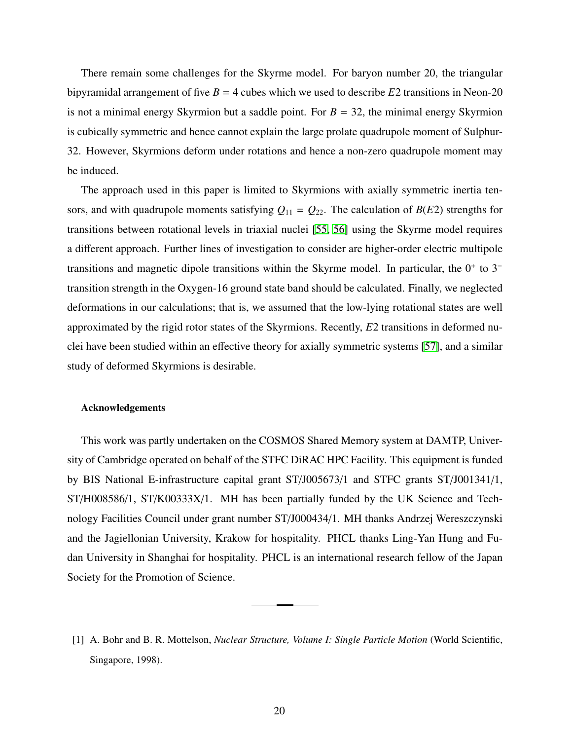There remain some challenges for the Skyrme model. For baryon number 20, the triangular bipyramidal arrangement of five $B = 4$ cubes which we used to describe $E2$ transitions in Neon-20 is not a minimal energy Skyrmion but a saddle point. For $B = 32$, the minimal energy Skyrmion is cubically symmetric and hence cannot explain the large prolate quadrupole moment of Sulphur-32. However, Skyrmions deform under rotations and hence a non-zero quadrupole moment may be induced.

The approach used in this paper is limited to Skyrmions with axially symmetric inertia tensors, and with quadrupole moments satisfying $Q_{11} = Q_{22}$. The calculation of $B(E2)$ strengths for transitions between rotational levels in triaxial nuclei [55, 56] using the Skyrme model requires a different approach. Further lines of investigation to consider are higher-order electric multipole transitions and magnetic dipole transitions within the Skyrme model. In particular, the $0^{+}$ to $3^{-}$ transition strength in the Oxygen-16 ground state band should be calculated. Finally, we neglected deformations in our calculations; that is, we assumed that the low-lying rotational states are well approximated by the rigid rotor states of the Skyrmions. Recently, $E2$ transitions in deformed nuclei have been studied within an effective theory for axially symmetric systems [57], and a similar study of deformed Skyrmions is desirable.

#### Acknowledgements

This work was partly undertaken on the COSMOS Shared Memory system at DAMTP, University of Cambridge operated on behalf of the STFC DiRAC HPC Facility. This equipment is funded by BIS National E-infrastructure capital grant ST/J005673/1 and STFC grants ST/J001341/1, ST/H008586/1, ST/K00333X/1. MH has been partially funded by the UK Science and Technology Facilities Council under grant number ST/J000434/1. MH thanks Andrzej Wereszczynski and the Jagiellonian University, Krakow for hospitality. PHCL thanks Ling-Yan Hung and Fudan University in Shanghai for hospitality. PHCL is an international research fellow of the Japan Society for the Promotion of Science.

---

[1] A. Bohr and B. R. Mottelson, *Nuclear Structure, Volume I: Single Particle Motion* (World Scientific, Singapore, 1998).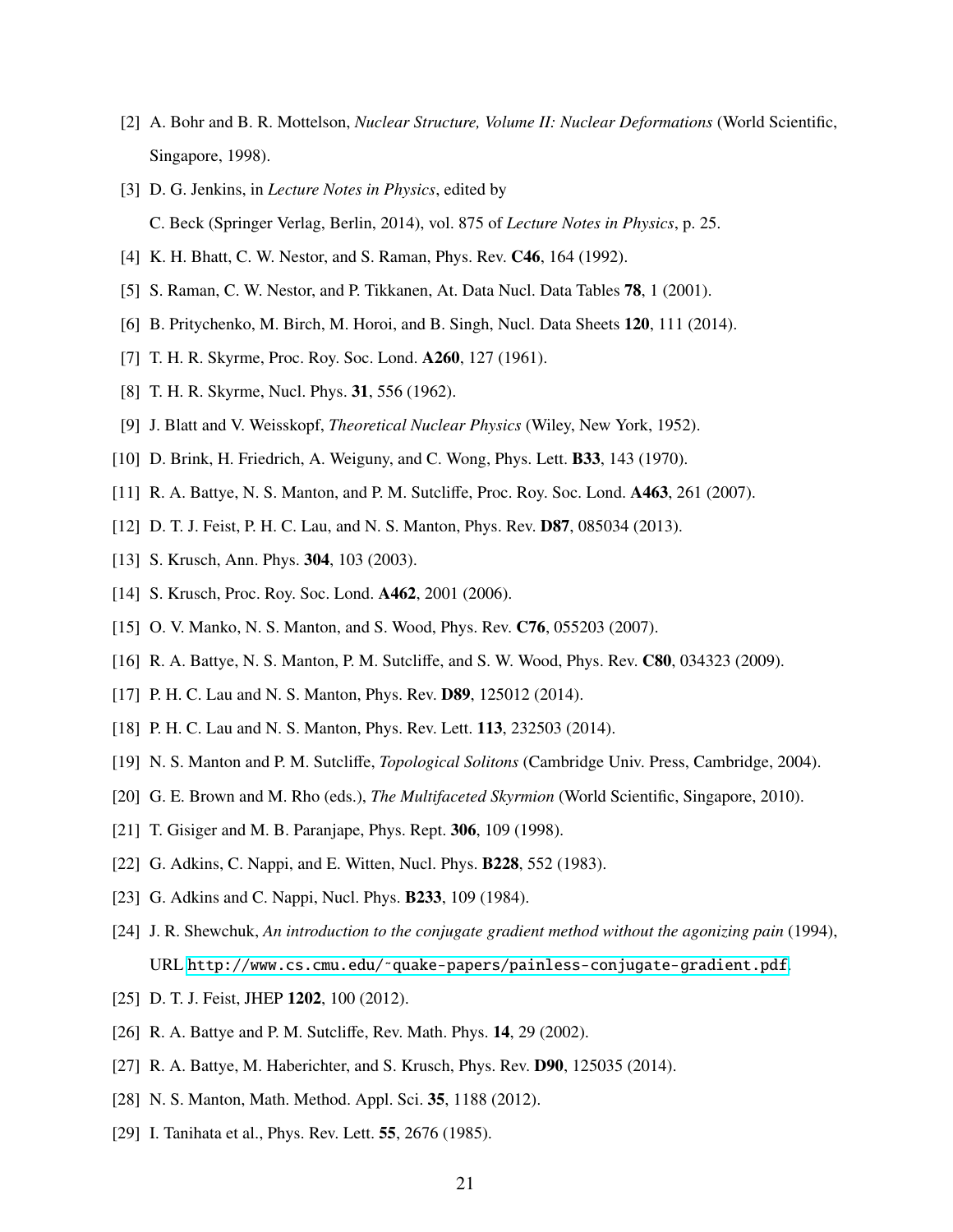[2] A. Bohr and B. R. Mottelson, *Nuclear Structure, Volume II: Nuclear Deformations* (World Scientific, Singapore, 1998).

[3] D. G. Jenkins, in *Lecture Notes in Physics*, edited by C. Beck (Springer Verlag, Berlin, 2014), vol. 875 of *Lecture Notes in Physics*, p. 25.

[4] K. H. Bhatt, C. W. Nestor, and S. Raman, Phys. Rev. **C46**, 164 (1992).

[5] S. Raman, C. W. Nestor, and P. Tikkanen, At. Data Nucl. Data Tables **78**, 1 (2001).

[6] B. Pritychenko, M. Birch, M. Horoi, and B. Singh, Nucl. Data Sheets **120**, 111 (2014).

[7] T. H. R. Skyrme, Proc. Roy. Soc. Lond. **A260**, 127 (1961).

[8] T. H. R. Skyrme, Nucl. Phys. **31**, 556 (1962).

[9] J. Blatt and V. Weisskopf, *Theoretical Nuclear Physics* (Wiley, New York, 1952).

[10] D. Brink, H. Friedrich, A. Weiguny, and C. Wong, Phys. Lett. **B33**, 143 (1970).

[11] R. A. Battye, N. S. Manton, and P. M. Sutcliffe, Proc. Roy. Soc. Lond. **A463**, 261 (2007).

[12] D. T. J. Feist, P. H. C. Lau, and N. S. Manton, Phys. Rev. **D87**, 085034 (2013).

[13] S. Krusch, Ann. Phys. **304**, 103 (2003).

[14] S. Krusch, Proc. Roy. Soc. Lond. **A462**, 2001 (2006).

[15] O. V. Manko, N. S. Manton, and S. Wood, Phys. Rev. **C76**, 055203 (2007).

[16] R. A. Battye, N. S. Manton, P. M. Sutcliffe, and S. W. Wood, Phys. Rev. **C80**, 034323 (2009).

[17] P. H. C. Lau and N. S. Manton, Phys. Rev. **D89**, 125012 (2014).

[18] P. H. C. Lau and N. S. Manton, Phys. Rev. Lett. **113**, 232503 (2014).

[19] N. S. Manton and P. M. Sutcliffe, *Topological Solitons* (Cambridge Univ. Press, Cambridge, 2004).

[20] G. E. Brown and M. Rho (eds.), *The Multifaceted Skyrmion* (World Scientific, Singapore, 2010).

[21] T. Gisiger and M. B. Paranjape, Phys. Rept. **306**, 109 (1998).

[22] G. Adkins, C. Nappi, and E. Witten, Nucl. Phys. **B228**, 552 (1983).

[23] G. Adkins and C. Nappi, Nucl. Phys. **B233**, 109 (1984).

[24] J. R. Shewchuk, *An introduction to the conjugate gradient method without the agonizing pain* (1994), URL http://www.cs.cmu.edu/~quake-papers/painless-conjugate-gradient.pdf.

[25] D. T. J. Feist, JHEP **1202**, 100 (2012).

[26] R. A. Battye and P. M. Sutcliffe, Rev. Math. Phys. **14**, 29 (2002).

[27] R. A. Battye, M. Haberichter, and S. Krusch, Phys. Rev. **D90**, 125035 (2014).

[28] N. S. Manton, Math. Method. Appl. Sci. **35**, 1188 (2012).

[29] I. Tanihata et al., Phys. Rev. Lett. **55**, 2676 (1985).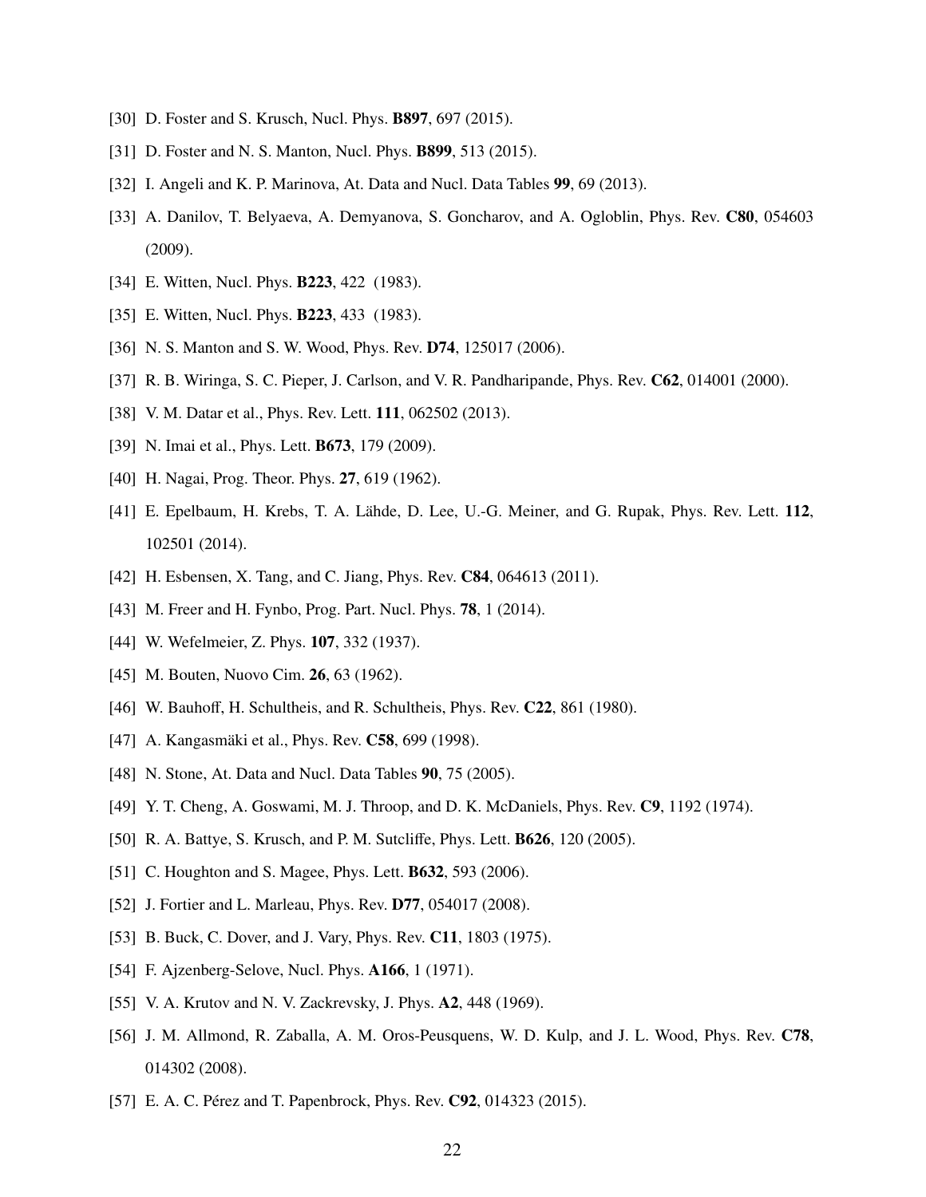[30] D. Foster and S. Krusch, Nucl. Phys. **B897**, 697 (2015).

[31] D. Foster and N. S. Manton, Nucl. Phys. **B899**, 513 (2015).

[32] I. Angeli and K. P. Marinova, At. Data and Nucl. Data Tables **99**, 69 (2013).

[33] A. Danilov, T. Belyaeva, A. Demyanova, S. Goncharov, and A. Ogloblin, Phys. Rev. **C80**, 054603 (2009).

[34] E. Witten, Nucl. Phys. **B223**, 422 (1983).

[35] E. Witten, Nucl. Phys. **B223**, 433 (1983).

[36] N. S. Manton and S. W. Wood, Phys. Rev. **D74**, 125017 (2006).

[37] R. B. Wiringa, S. C. Pieper, J. Carlson, and V. R. Pandharipande, Phys. Rev. **C62**, 014001 (2000).

[38] V. M. Datar et al., Phys. Rev. Lett. **111**, 062502 (2013).

[39] N. Imai et al., Phys. Lett. **B673**, 179 (2009).

[40] H. Nagai, Prog. Theor. Phys. **27**, 619 (1962).

[41] E. Epelbaum, H. Krebs, T. A. Lähde, D. Lee, U.-G. Meiner, and G. Rupak, Phys. Rev. Lett. **112**, 102501 (2014).

[42] H. Esbensen, X. Tang, and C. Jiang, Phys. Rev. **C84**, 064613 (2011).

[43] M. Freer and H. Fynbo, Prog. Part. Nucl. Phys. **78**, 1 (2014).

[44] W. Wefelmeier, Z. Phys. **107**, 332 (1937).

[45] M. Bouten, Nuovo Cim. **26**, 63 (1962).

[46] W. Bauhoff, H. Schultheis, and R. Schultheis, Phys. Rev. **C22**, 861 (1980).

[47] A. Kangasmäki et al., Phys. Rev. **C58**, 699 (1998).

[48] N. Stone, At. Data and Nucl. Data Tables **90**, 75 (2005).

[49] Y. T. Cheng, A. Goswami, M. J. Throop, and D. K. McDaniels, Phys. Rev. **C9**, 1192 (1974).

[50] R. A. Battye, S. Krusch, and P. M. Sutcliffe, Phys. Lett. **B626**, 120 (2005).

[51] C. Houghton and S. Magee, Phys. Lett. **B632**, 593 (2006).

[52] J. Fortier and L. Marleau, Phys. Rev. **D77**, 054017 (2008).

[53] B. Buck, C. Dover, and J. Vary, Phys. Rev. **C11**, 1803 (1975).

[54] F. Ajzenberg-Selove, Nucl. Phys. **A166**, 1 (1971).

[55] V. A. Krutov and N. V. Zackrevsky, J. Phys. **A2**, 448 (1969).

[56] J. M. Allmond, R. Zaballa, A. M. Oros-Peusquens, W. D. Kulp, and J. L. Wood, Phys. Rev. **C78**, 014302 (2008).

[57] E. A. C. Pérez and T. Papenbrock, Phys. Rev. **C92**, 014323 (2015).